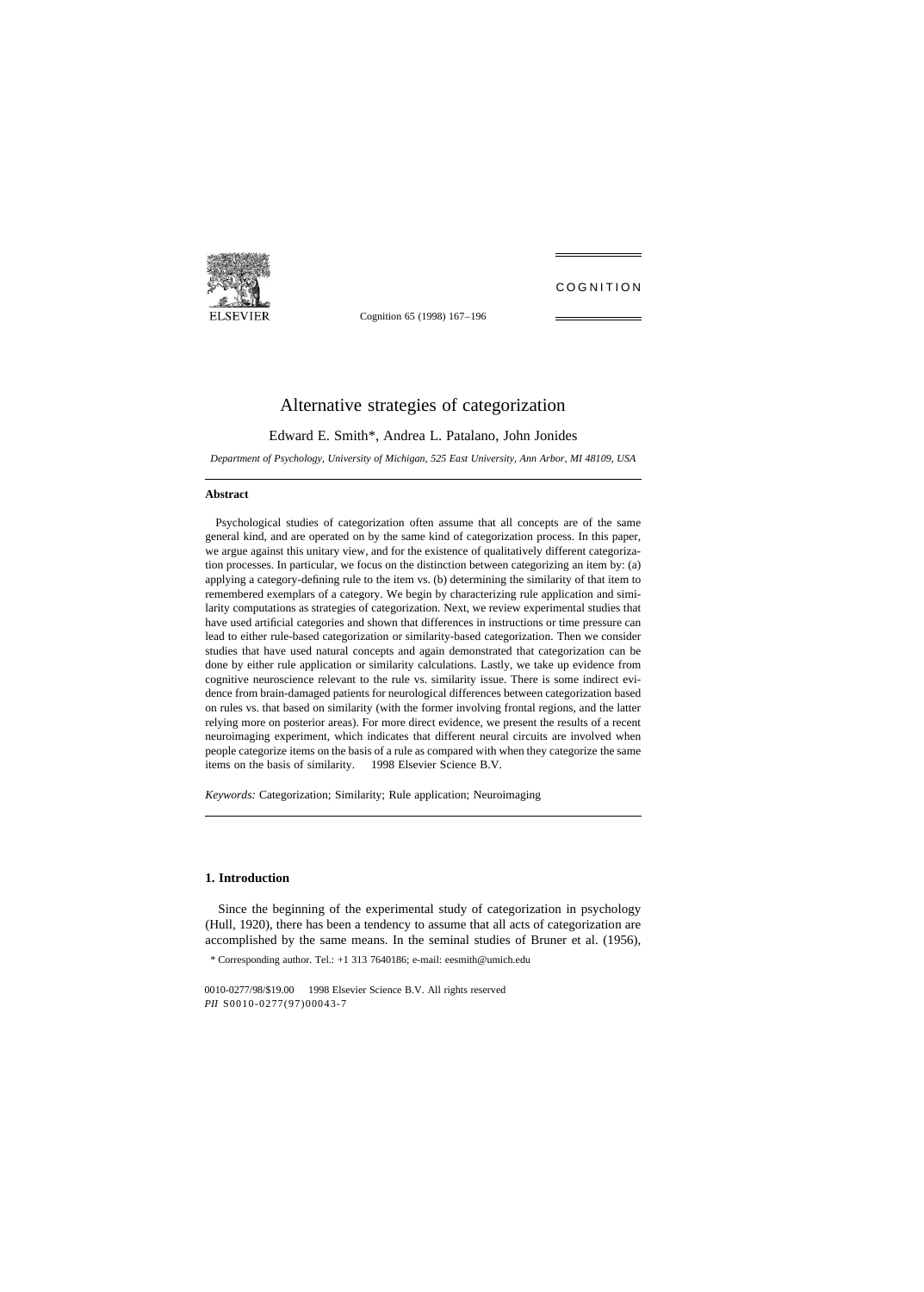# Alternative strategies of categorization

Edward E. Smith*, Andrea L. Patalano, John Jonides

*Department of Psychology, University of Michigan, 525 East University, Ann Arbor, MI 48109, USA*

---

**Abstract**

Psychological studies of categorization often assume that all concepts are of the same general kind, and are operated on by the same kind of categorization process. In this paper, we argue against this unitary view, and for the existence of qualitatively different categorization processes. In particular, we focus on the distinction between categorizing an item by: (a) applying a category-defining rule to the item vs. (b) determining the similarity of that item to remembered exemplars of a category. We begin by characterizing rule application and similarity computations as strategies of categorization. Next, we review experimental studies that have used artificial categories and shown that differences in instructions or time pressure can lead to either rule-based categorization or similarity-based categorization. Then we consider studies that have used natural concepts and again demonstrated that categorization can be done by either rule application or similarity calculations. Lastly, we take up evidence from cognitive neuroscience relevant to the rule vs. similarity issue. There is some indirect evidence from brain-damaged patients for neurological differences between categorization based on rules vs. that based on similarity (with the former involving frontal regions, and the latter relying more on posterior areas). For more direct evidence, we present the results of a recent neuroimaging experiment, which indicates that different neural circuits are involved when people categorize items on the basis of a rule as compared with when they categorize the same items on the basis of similarity. © 1998 Elsevier Science B.V.

*Keywords:* Categorization; Similarity; Rule application; Neuroimaging

---

## 1. Introduction

Since the beginning of the experimental study of categorization in psychology (Hull, 1920), there has been a tendency to assume that all acts of categorization are accomplished by the same means. In the seminal studies of Bruner et al. (1956),

\* Corresponding author. Tel.: +1 313 7640186; e-mail: eesmith@umich.edu

0010-0277/98/$19.00 © 1998 Elsevier Science B.V. All rights reserved
*PII* S0010-0277(97)00043-7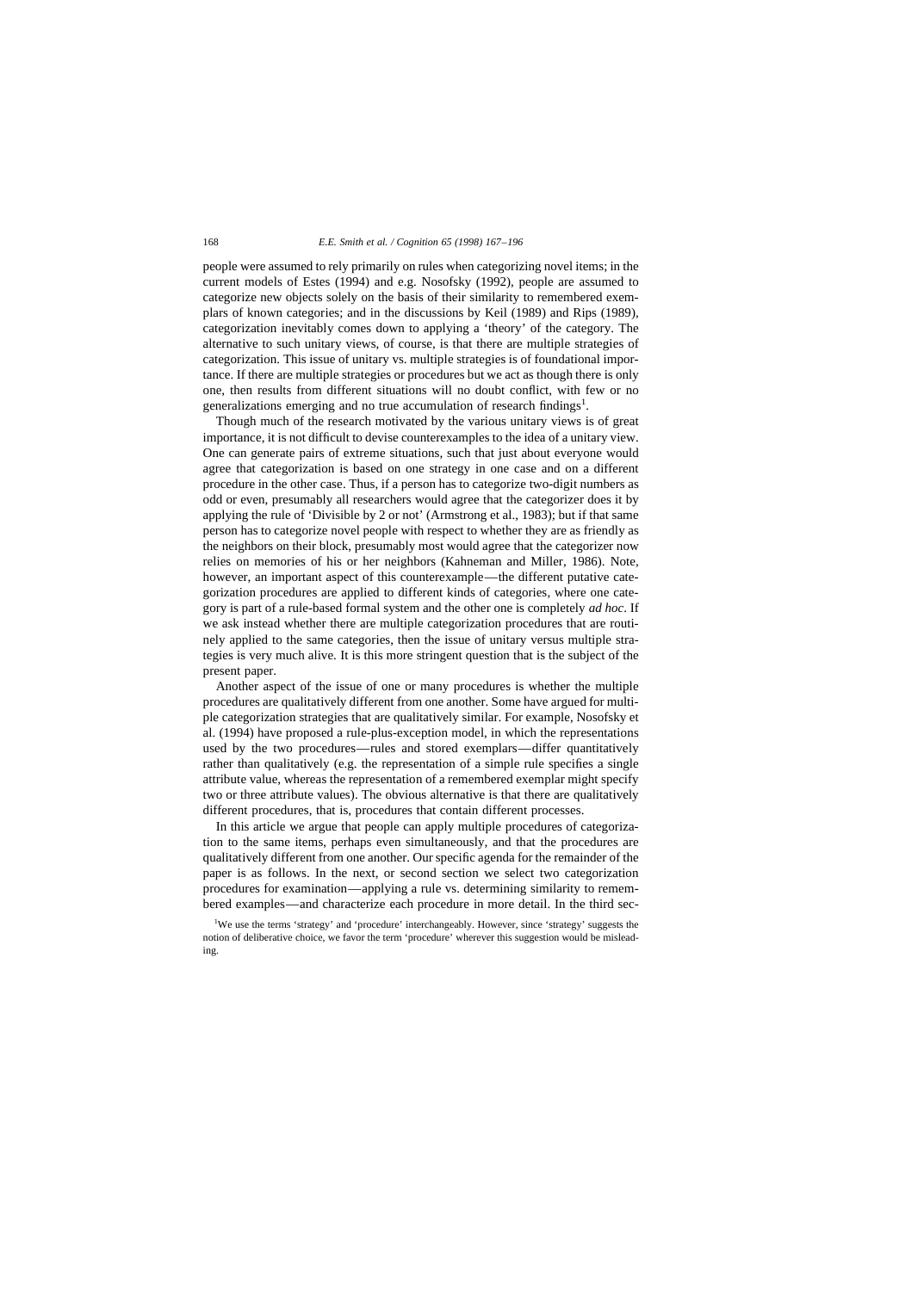people were assumed to rely primarily on rules when categorizing novel items; in the current models of Estes (1994) and e.g. Nosofsky (1992), people are assumed to categorize new objects solely on the basis of their similarity to remembered exemplars of known categories; and in the discussions by Keil (1989) and Rips (1989), categorization inevitably comes down to applying a 'theory' of the category. The alternative to such unitary views, of course, is that there are multiple strategies of categorization. This issue of unitary vs. multiple strategies is of foundational importance. If there are multiple strategies or procedures but we act as though there is only one, then results from different situations will no doubt conflict, with few or no generalizations emerging and no true accumulation of research findings[1].

Though much of the research motivated by the various unitary views is of great importance, it is not difficult to devise counterexamples to the idea of a unitary view. One can generate pairs of extreme situations, such that just about everyone would agree that categorization is based on one strategy in one case and on a different procedure in the other case. Thus, if a person has to categorize two-digit numbers as odd or even, presumably all researchers would agree that the categorizer does it by applying the rule of 'Divisible by 2 or not' (Armstrong et al., 1983); but if that same person has to categorize novel people with respect to whether they are as friendly as the neighbors on their block, presumably most would agree that the categorizer now relies on memories of his or her neighbors (Kahneman and Miller, 1986). Note, however, an important aspect of this counterexample—the different putative categorization procedures are applied to different kinds of categories, where one category is part of a rule-based formal system and the other one is completely *ad hoc*. If we ask instead whether there are multiple categorization procedures that are routinely applied to the same categories, then the issue of unitary versus multiple strategies is very much alive. It is this more stringent question that is the subject of the present paper.

Another aspect of the issue of one or many procedures is whether the multiple procedures are qualitatively different from one another. Some have argued for multiple categorization strategies that are qualitatively similar. For example, Nosofsky et al. (1994) have proposed a rule-plus-exception model, in which the representations used by the two procedures—rules and stored exemplars—differ quantitatively rather than qualitatively (e.g. the representation of a simple rule specifies a single attribute value, whereas the representation of a remembered exemplar might specify two or three attribute values). The obvious alternative is that there are qualitatively different procedures, that is, procedures that contain different processes.

In this article we argue that people can apply multiple procedures of categorization to the same items, perhaps even simultaneously, and that the procedures are qualitatively different from one another. Our specific agenda for the remainder of the paper is as follows. In the next, or second section we select two categorization procedures for examination—applying a rule vs. determining similarity to remembered examples—and characterize each procedure in more detail. In the third sec-

[1]We use the terms 'strategy' and 'procedure' interchangeably. However, since 'strategy' suggests the notion of deliberative choice, we favor the term 'procedure' wherever this suggestion would be misleading.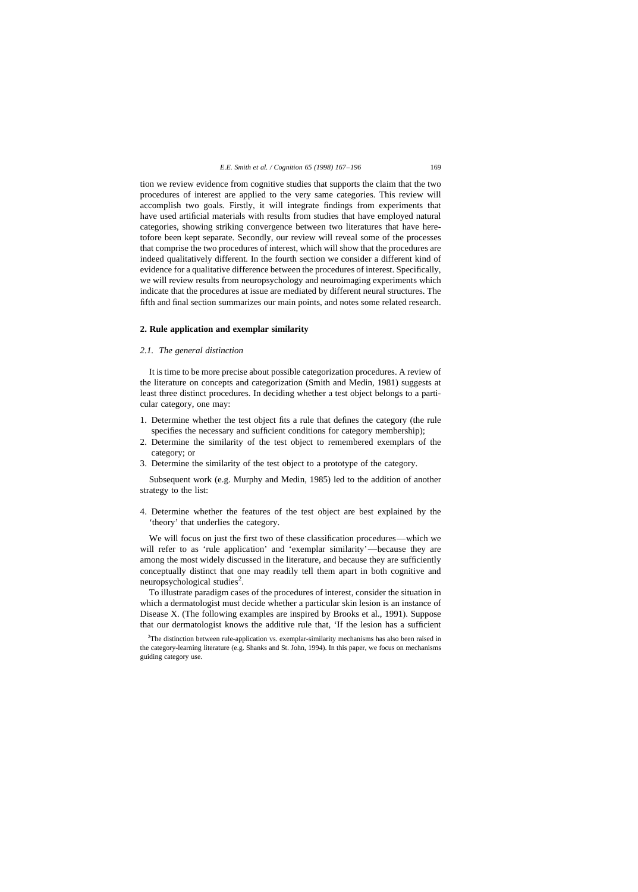tion we review evidence from cognitive studies that supports the claim that the two procedures of interest are applied to the very same categories. This review will accomplish two goals. Firstly, it will integrate findings from experiments that have used artificial materials with results from studies that have employed natural categories, showing striking convergence between two literatures that have heretofore been kept separate. Secondly, our review will reveal some of the processes that comprise the two procedures of interest, which will show that the procedures are indeed qualitatively different. In the fourth section we consider a different kind of evidence for a qualitative difference between the procedures of interest. Specifically, we will review results from neuropsychology and neuroimaging experiments which indicate that the procedures at issue are mediated by different neural structures. The fifth and final section summarizes our main points, and notes some related research.

## 2. Rule application and exemplar similarity

### 2.1. The general distinction

It is time to be more precise about possible categorization procedures. A review of the literature on concepts and categorization (Smith and Medin, 1981) suggests at least three distinct procedures. In deciding whether a test object belongs to a particular category, one may:

1. Determine whether the test object fits a rule that defines the category (the rule specifies the necessary and sufficient conditions for category membership);
2. Determine the similarity of the test object to remembered exemplars of the category; or
3. Determine the similarity of the test object to a prototype of the category.

Subsequent work (e.g. Murphy and Medin, 1985) led to the addition of another strategy to the list:

4. Determine whether the features of the test object are best explained by the 'theory' that underlies the category.

We will focus on just the first two of these classification procedures—which we will refer to as 'rule application' and 'exemplar similarity'—because they are among the most widely discussed in the literature, and because they are sufficiently conceptually distinct that one may readily tell them apart in both cognitive and neuropsychological studies[2].

To illustrate paradigm cases of the procedures of interest, consider the situation in which a dermatologist must decide whether a particular skin lesion is an instance of Disease X. (The following examples are inspired by Brooks et al., 1991). Suppose that our dermatologist knows the additive rule that, 'If the lesion has a sufficient

[2]The distinction between rule-application vs. exemplar-similarity mechanisms has also been raised in the category-learning literature (e.g. Shanks and St. John, 1994). In this paper, we focus on mechanisms guiding category use.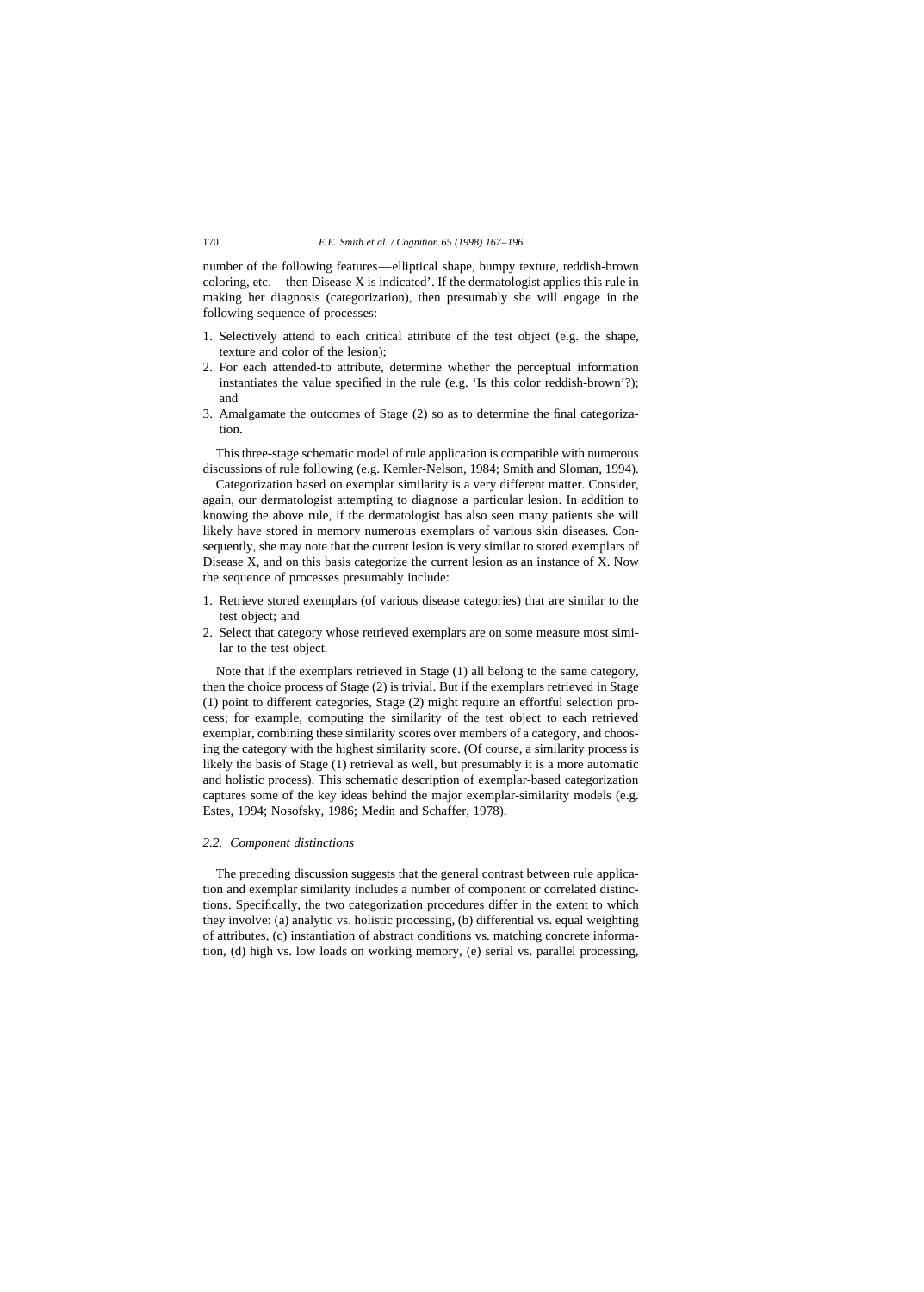number of the following features—elliptical shape, bumpy texture, reddish-brown coloring, etc.—then Disease X is indicated'. If the dermatologist applies this rule in making her diagnosis (categorization), then presumably she will engage in the following sequence of processes:

1. Selectively attend to each critical attribute of the test object (e.g. the shape, texture and color of the lesion);
2. For each attended-to attribute, determine whether the perceptual information instantiates the value specified in the rule (e.g. 'Is this color reddish-brown'?); and
3. Amalgamate the outcomes of Stage (2) so as to determine the final categorization.

This three-stage schematic model of rule application is compatible with numerous discussions of rule following (e.g. Kemler-Nelson, 1984; Smith and Sloman, 1994).

Categorization based on exemplar similarity is a very different matter. Consider, again, our dermatologist attempting to diagnose a particular lesion. In addition to knowing the above rule, if the dermatologist has also seen many patients she will likely have stored in memory numerous exemplars of various skin diseases. Consequently, she may note that the current lesion is very similar to stored exemplars of Disease X, and on this basis categorize the current lesion as an instance of X. Now the sequence of processes presumably include:

1. Retrieve stored exemplars (of various disease categories) that are similar to the test object; and
2. Select that category whose retrieved exemplars are on some measure most similar to the test object.

Note that if the exemplars retrieved in Stage (1) all belong to the same category, then the choice process of Stage (2) is trivial. But if the exemplars retrieved in Stage (1) point to different categories, Stage (2) might require an effortful selection process; for example, computing the similarity of the test object to each retrieved exemplar, combining these similarity scores over members of a category, and choosing the category with the highest similarity score. (Of course, a similarity process is likely the basis of Stage (1) retrieval as well, but presumably it is a more automatic and holistic process). This schematic description of exemplar-based categorization captures some of the key ideas behind the major exemplar-similarity models (e.g. Estes, 1994; Nosofsky, 1986; Medin and Schaffer, 1978).

### *2.2. Component distinctions*

The preceding discussion suggests that the general contrast between rule application and exemplar similarity includes a number of component or correlated distinctions. Specifically, the two categorization procedures differ in the extent to which they involve: (a) analytic vs. holistic processing, (b) differential vs. equal weighting of attributes, (c) instantiation of abstract conditions vs. matching concrete information, (d) high vs. low loads on working memory, (e) serial vs. parallel processing,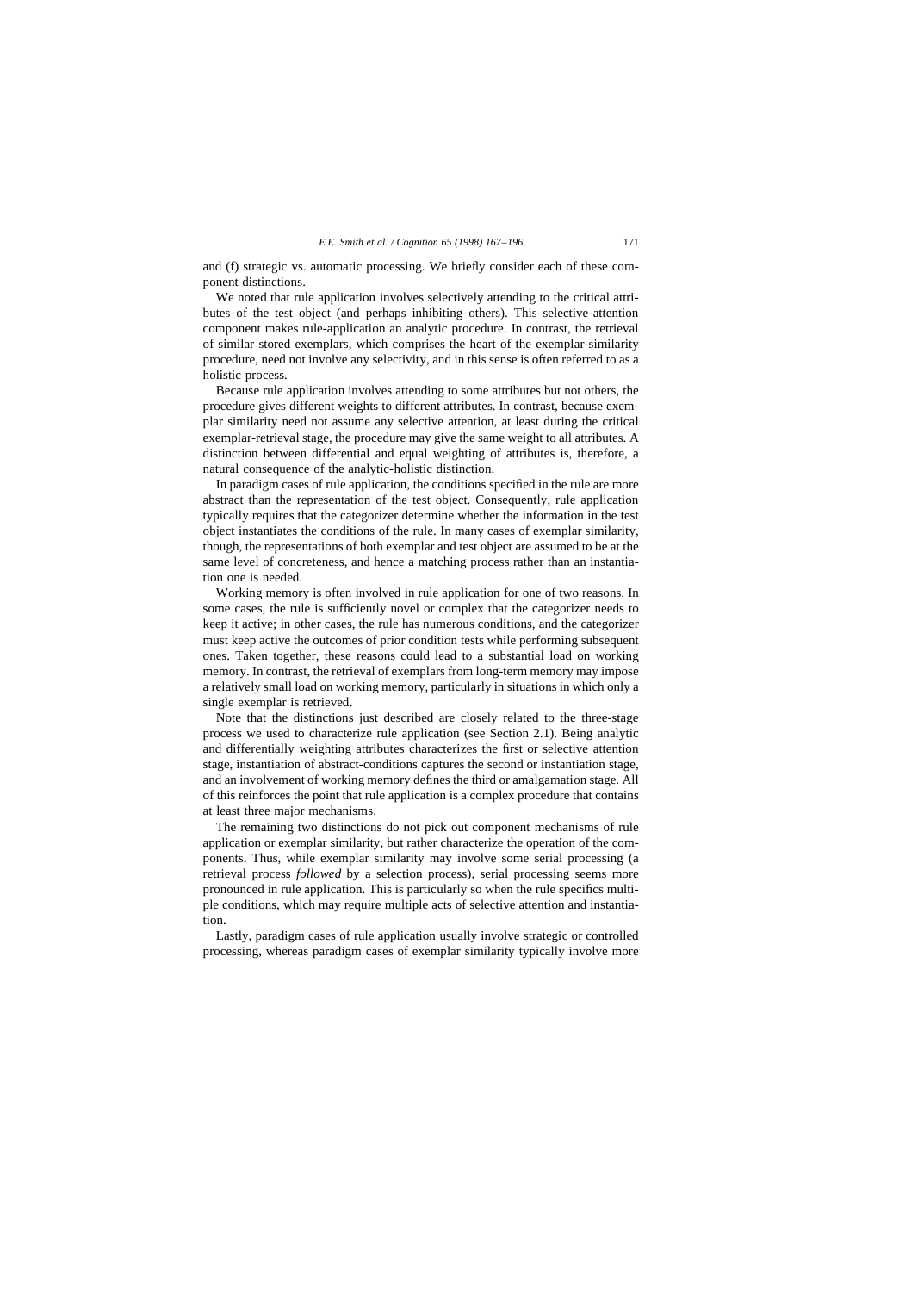and (f) strategic vs. automatic processing. We briefly consider each of these component distinctions.

We noted that rule application involves selectively attending to the critical attributes of the test object (and perhaps inhibiting others). This selective-attention component makes rule-application an analytic procedure. In contrast, the retrieval of similar stored exemplars, which comprises the heart of the exemplar-similarity procedure, need not involve any selectivity, and in this sense is often referred to as a holistic process.

Because rule application involves attending to some attributes but not others, the procedure gives different weights to different attributes. In contrast, because exemplar similarity need not assume any selective attention, at least during the critical exemplar-retrieval stage, the procedure may give the same weight to all attributes. A distinction between differential and equal weighting of attributes is, therefore, a natural consequence of the analytic-holistic distinction.

In paradigm cases of rule application, the conditions specified in the rule are more abstract than the representation of the test object. Consequently, rule application typically requires that the categorizer determine whether the information in the test object instantiates the conditions of the rule. In many cases of exemplar similarity, though, the representations of both exemplar and test object are assumed to be at the same level of concreteness, and hence a matching process rather than an instantiation one is needed.

Working memory is often involved in rule application for one of two reasons. In some cases, the rule is sufficiently novel or complex that the categorizer needs to keep it active; in other cases, the rule has numerous conditions, and the categorizer must keep active the outcomes of prior condition tests while performing subsequent ones. Taken together, these reasons could lead to a substantial load on working memory. In contrast, the retrieval of exemplars from long-term memory may impose a relatively small load on working memory, particularly in situations in which only a single exemplar is retrieved.

Note that the distinctions just described are closely related to the three-stage process we used to characterize rule application (see Section 2.1). Being analytic and differentially weighting attributes characterizes the first or selective attention stage, instantiation of abstract-conditions captures the second or instantiation stage, and an involvement of working memory defines the third or amalgamation stage. All of this reinforces the point that rule application is a complex procedure that contains at least three major mechanisms.

The remaining two distinctions do not pick out component mechanisms of rule application or exemplar similarity, but rather characterize the operation of the components. Thus, while exemplar similarity may involve some serial processing (a retrieval process *followed* by a selection process), serial processing seems more pronounced in rule application. This is particularly so when the rule specifics multiple conditions, which may require multiple acts of selective attention and instantiation.

Lastly, paradigm cases of rule application usually involve strategic or controlled processing, whereas paradigm cases of exemplar similarity typically involve more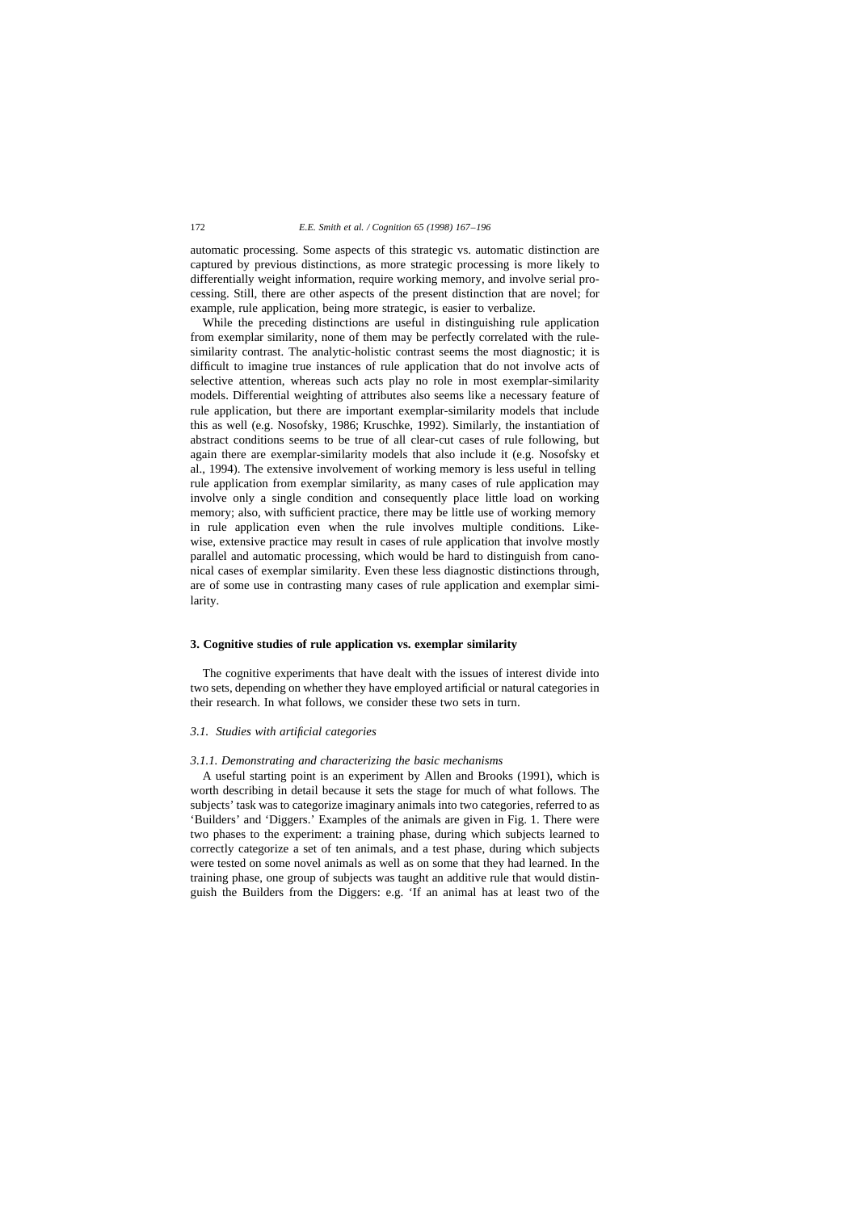automatic processing. Some aspects of this strategic vs. automatic distinction are captured by previous distinctions, as more strategic processing is more likely to differentially weight information, require working memory, and involve serial processing. Still, there are other aspects of the present distinction that are novel; for example, rule application, being more strategic, is easier to verbalize.

While the preceding distinctions are useful in distinguishing rule application from exemplar similarity, none of them may be perfectly correlated with the rule-similarity contrast. The analytic-holistic contrast seems the most diagnostic; it is difficult to imagine true instances of rule application that do not involve acts of selective attention, whereas such acts play no role in most exemplar-similarity models. Differential weighting of attributes also seems like a necessary feature of rule application, but there are important exemplar-similarity models that include this as well (e.g. Nosofsky, 1986; Kruschke, 1992). Similarly, the instantiation of abstract conditions seems to be true of all clear-cut cases of rule following, but again there are exemplar-similarity models that also include it (e.g. Nosofsky et al., 1994). The extensive involvement of working memory is less useful in telling rule application from exemplar similarity, as many cases of rule application may involve only a single condition and consequently place little load on working memory; also, with sufficient practice, there may be little use of working memory in rule application even when the rule involves multiple conditions. Likewise, extensive practice may result in cases of rule application that involve mostly parallel and automatic processing, which would be hard to distinguish from canonical cases of exemplar similarity. Even these less diagnostic distinctions through, are of some use in contrasting many cases of rule application and exemplar similarity.

## 3. Cognitive studies of rule application vs. exemplar similarity

The cognitive experiments that have dealt with the issues of interest divide into two sets, depending on whether they have employed artificial or natural categories in their research. In what follows, we consider these two sets in turn.

### *3.1. Studies with artificial categories*

#### *3.1.1. Demonstrating and characterizing the basic mechanisms*

A useful starting point is an experiment by Allen and Brooks (1991), which is worth describing in detail because it sets the stage for much of what follows. The subjects' task was to categorize imaginary animals into two categories, referred to as 'Builders' and 'Diggers.' Examples of the animals are given in Fig. 1. There were two phases to the experiment: a training phase, during which subjects learned to correctly categorize a set of ten animals, and a test phase, during which subjects were tested on some novel animals as well as on some that they had learned. In the training phase, one group of subjects was taught an additive rule that would distinguish the Builders from the Diggers: e.g. 'If an animal has at least two of the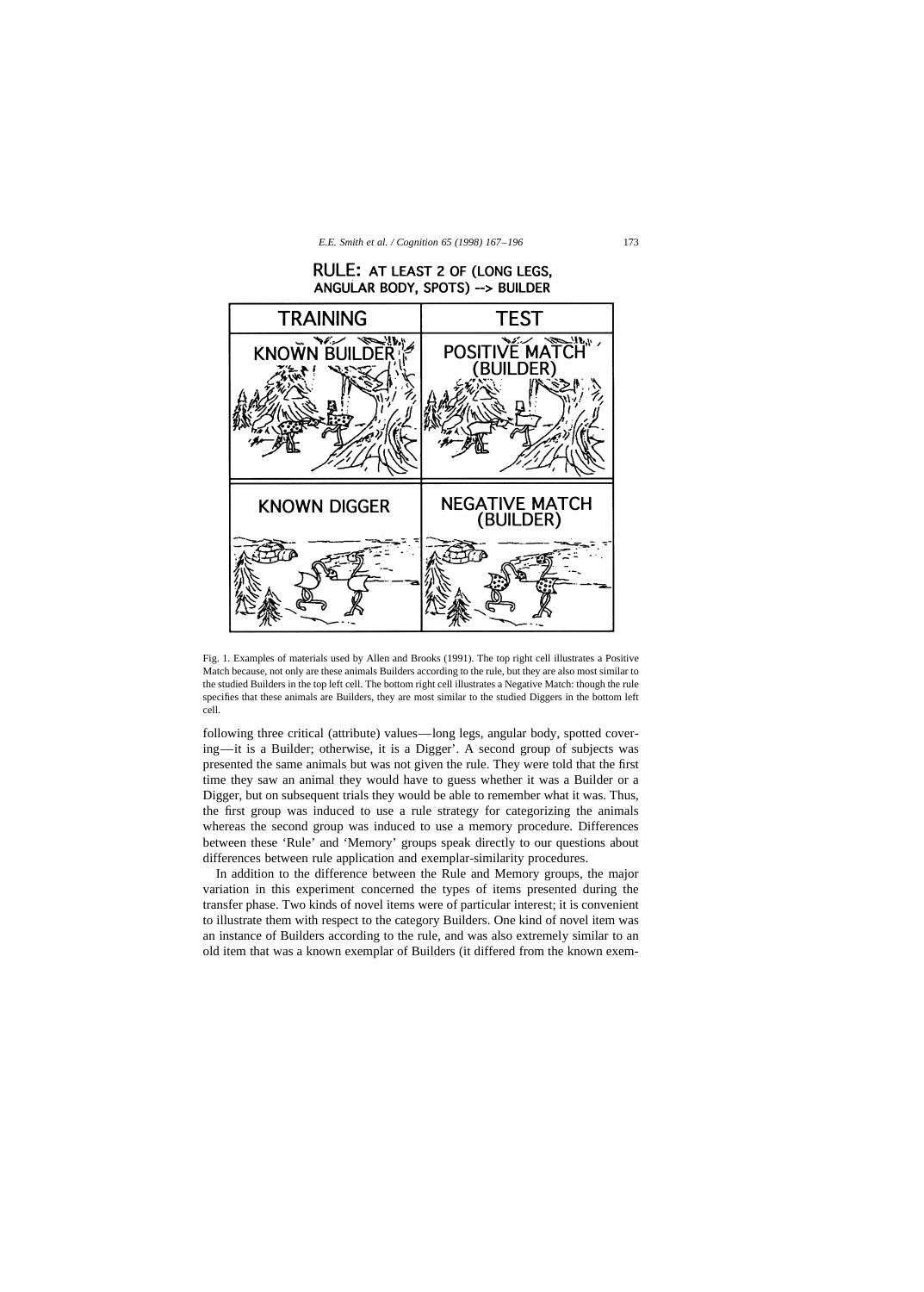RULE: AT LEAST 2 OF (LONG LEGS, ANGULAR BODY, SPOTS) --> BUILDER

TRAINING

TEST

KNOWN BUILDER

POSITIVE MATCH (BUILDER)

KNOWN DIGGER

NEGATIVE MATCH (BUILDER)

Fig. 1. Examples of materials used by Allen and Brooks (1991). The top right cell illustrates a Positive Match because, not only are these animals Builders according to the rule, but they are also most similar to the studied Builders in the top left cell. The bottom right cell illustrates a Negative Match: though the rule specifies that these animals are Builders, they are most similar to the studied Diggers in the bottom left cell.

following three critical (attribute) values—long legs, angular body, spotted covering—it is a Builder; otherwise, it is a Digger'. A second group of subjects was presented the same animals but was not given the rule. They were told that the first time they saw an animal they would have to guess whether it was a Builder or a Digger, but on subsequent trials they would be able to remember what it was. Thus, the first group was induced to use a rule strategy for categorizing the animals whereas the second group was induced to use a memory procedure. Differences between these 'Rule' and 'Memory' groups speak directly to our questions about differences between rule application and exemplar-similarity procedures.

In addition to the difference between the Rule and Memory groups, the major variation in this experiment concerned the types of items presented during the transfer phase. Two kinds of novel items were of particular interest; it is convenient to illustrate them with respect to the category Builders. One kind of novel item was an instance of Builders according to the rule, and was also extremely similar to an old item that was a known exemplar of Builders (it differed from the known exem-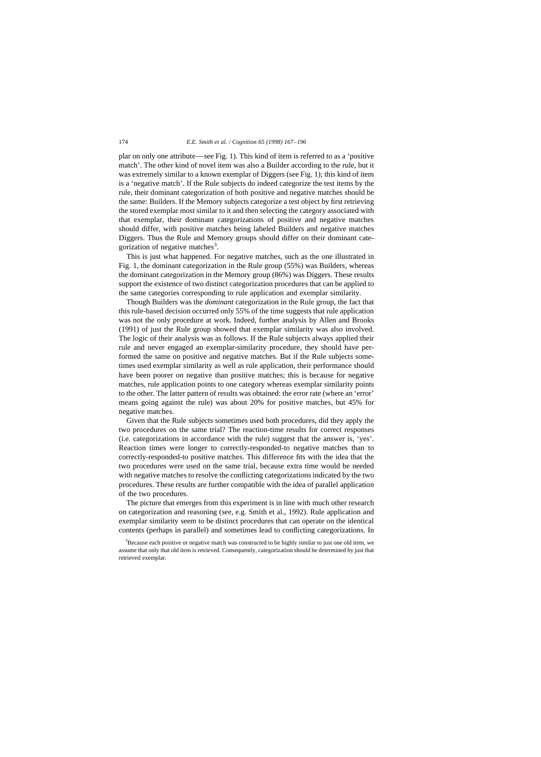plar on only one attribute—see Fig. 1). This kind of item is referred to as a 'positive match'. The other kind of novel item was also a Builder according to the rule, but it was extremely similar to a known exemplar of Diggers (see Fig. 1); this kind of item is a 'negative match'. If the Rule subjects do indeed categorize the test items by the rule, their dominant categorization of both positive and negative matches should be the same: Builders. If the Memory subjects categorize a test object by first retrieving the stored exemplar most similar to it and then selecting the category associated with that exemplar, their dominant categorizations of positive and negative matches should differ, with positive matches being labeled Builders and negative matches Diggers. Thus the Rule and Memory groups should differ on their dominant categorization of negative matches[3].

This is just what happened. For negative matches, such as the one illustrated in Fig. 1, the dominant categorization in the Rule group (55%) was Builders, whereas the dominant categorization in the Memory group (86%) was Diggers. These results support the existence of two distinct categorization procedures that can be applied to the same categories corresponding to rule application and exemplar similarity.

Though Builders was the *dominant* categorization in the Rule group, the fact that this rule-based decision occurred only 55% of the time suggests that rule application was not the only procedure at work. Indeed, further analysis by Allen and Brooks (1991) of just the Rule group showed that exemplar similarity was also involved. The logic of their analysis was as follows. If the Rule subjects always applied their rule and never engaged an exemplar-similarity procedure, they should have performed the same on positive and negative matches. But if the Rule subjects sometimes used exemplar similarity as well as rule application, their performance should have been poorer on negative than positive matches; this is because for negative matches, rule application points to one category whereas exemplar similarity points to the other. The latter pattern of results was obtained: the error rate (where an 'error' means going against the rule) was about 20% for positive matches, but 45% for negative matches.

Given that the Rule subjects sometimes used both procedures, did they apply the two procedures on the same trial? The reaction-time results for correct responses (i.e. categorizations in accordance with the rule) suggest that the answer is, 'yes'. Reaction times were longer to correctly-responded-to negative matches than to correctly-responded-to positive matches. This difference fits with the idea that the two procedures were used on the same trial, because extra time would be needed with negative matches to resolve the conflicting categorizations indicated by the two procedures. These results are further compatible with the idea of parallel application of the two procedures.

The picture that emerges from this experiment is in line with much other research on categorization and reasoning (see, e.g. Smith et al., 1992). Rule application and exemplar similarity seem to be distinct procedures that can operate on the identical contents (perhaps in parallel) and sometimes lead to conflicting categorizations. In

[3]Because each positive or negative match was constructed to be highly similar to just one old item, we assume that only that old item is retrieved. Consequently, categorization should be determined by just that retrieved exemplar.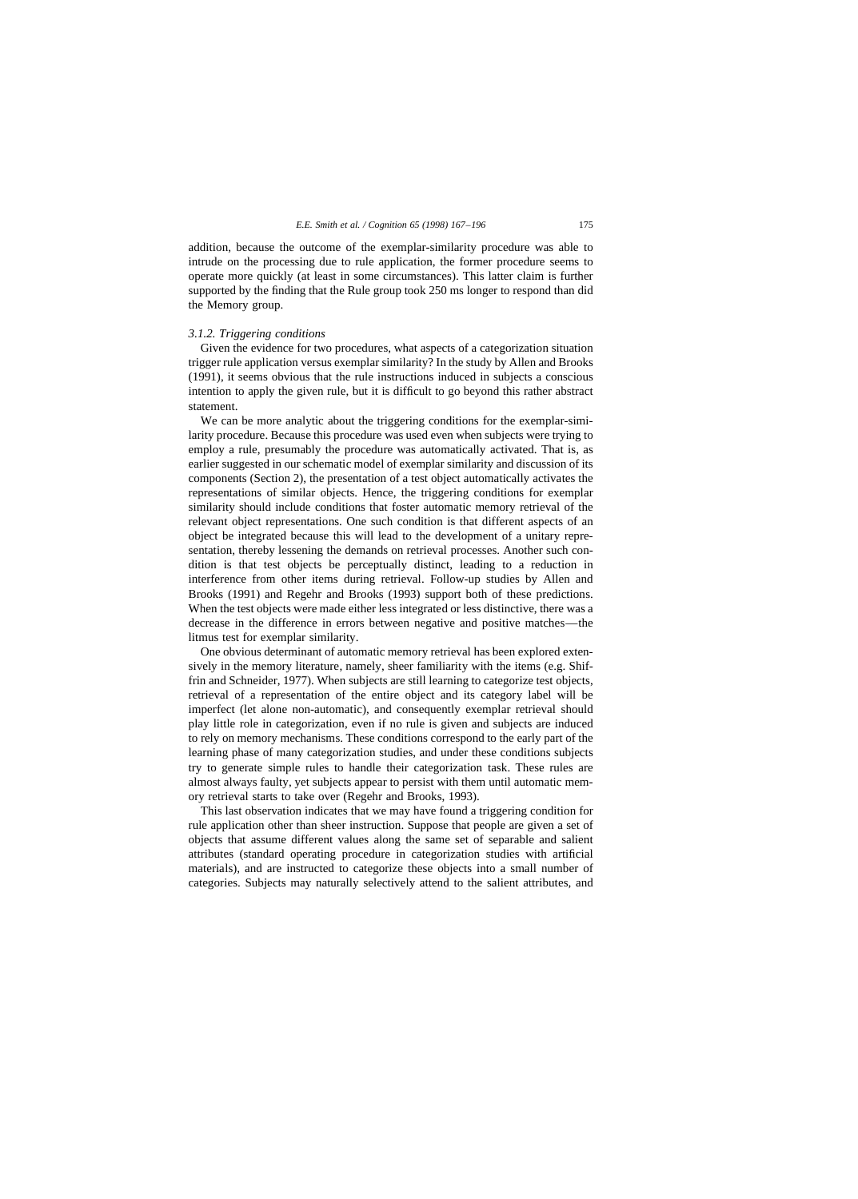addition, because the outcome of the exemplar-similarity procedure was able to intrude on the processing due to rule application, the former procedure seems to operate more quickly (at least in some circumstances). This latter claim is further supported by the finding that the Rule group took 250 ms longer to respond than did the Memory group.

#### *3.1.2. Triggering conditions*

Given the evidence for two procedures, what aspects of a categorization situation trigger rule application versus exemplar similarity? In the study by Allen and Brooks (1991), it seems obvious that the rule instructions induced in subjects a conscious intention to apply the given rule, but it is difficult to go beyond this rather abstract statement.

We can be more analytic about the triggering conditions for the exemplar-similarity procedure. Because this procedure was used even when subjects were trying to employ a rule, presumably the procedure was automatically activated. That is, as earlier suggested in our schematic model of exemplar similarity and discussion of its components (Section 2), the presentation of a test object automatically activates the representations of similar objects. Hence, the triggering conditions for exemplar similarity should include conditions that foster automatic memory retrieval of the relevant object representations. One such condition is that different aspects of an object be integrated because this will lead to the development of a unitary representation, thereby lessening the demands on retrieval processes. Another such condition is that test objects be perceptually distinct, leading to a reduction in interference from other items during retrieval. Follow-up studies by Allen and Brooks (1991) and Regehr and Brooks (1993) support both of these predictions. When the test objects were made either less integrated or less distinctive, there was a decrease in the difference in errors between negative and positive matches—the litmus test for exemplar similarity.

One obvious determinant of automatic memory retrieval has been explored extensively in the memory literature, namely, sheer familiarity with the items (e.g. Shiffrin and Schneider, 1977). When subjects are still learning to categorize test objects, retrieval of a representation of the entire object and its category label will be imperfect (let alone non-automatic), and consequently exemplar retrieval should play little role in categorization, even if no rule is given and subjects are induced to rely on memory mechanisms. These conditions correspond to the early part of the learning phase of many categorization studies, and under these conditions subjects try to generate simple rules to handle their categorization task. These rules are almost always faulty, yet subjects appear to persist with them until automatic memory retrieval starts to take over (Regehr and Brooks, 1993).

This last observation indicates that we may have found a triggering condition for rule application other than sheer instruction. Suppose that people are given a set of objects that assume different values along the same set of separable and salient attributes (standard operating procedure in categorization studies with artificial materials), and are instructed to categorize these objects into a small number of categories. Subjects may naturally selectively attend to the salient attributes, and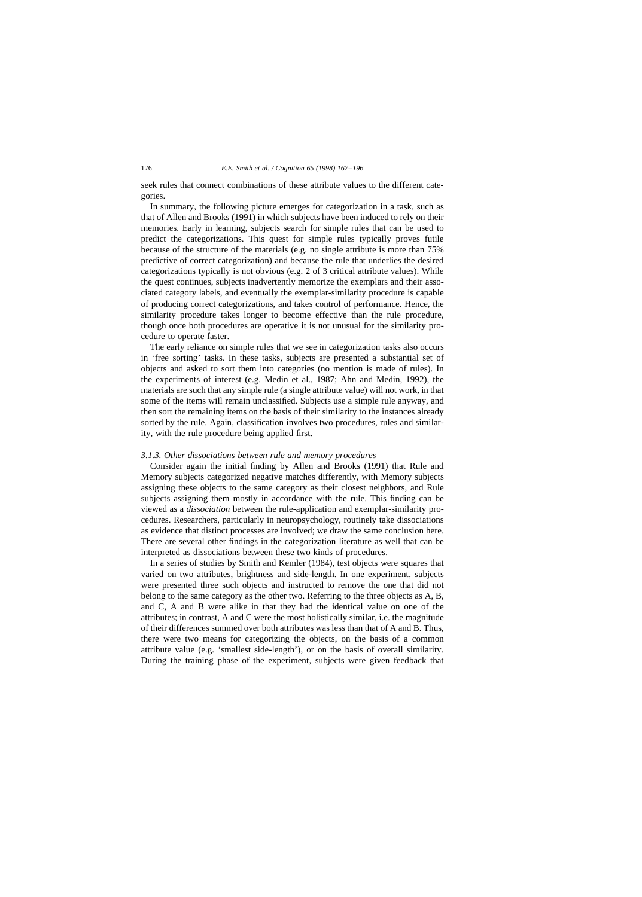seek rules that connect combinations of these attribute values to the different categories.

In summary, the following picture emerges for categorization in a task, such as that of Allen and Brooks (1991) in which subjects have been induced to rely on their memories. Early in learning, subjects search for simple rules that can be used to predict the categorizations. This quest for simple rules typically proves futile because of the structure of the materials (e.g. no single attribute is more than 75% predictive of correct categorization) and because the rule that underlies the desired categorizations typically is not obvious (e.g. 2 of 3 critical attribute values). While the quest continues, subjects inadvertently memorize the exemplars and their associated category labels, and eventually the exemplar-similarity procedure is capable of producing correct categorizations, and takes control of performance. Hence, the similarity procedure takes longer to become effective than the rule procedure, though once both procedures are operative it is not unusual for the similarity procedure to operate faster.

The early reliance on simple rules that we see in categorization tasks also occurs in 'free sorting' tasks. In these tasks, subjects are presented a substantial set of objects and asked to sort them into categories (no mention is made of rules). In the experiments of interest (e.g. Medin et al., 1987; Ahn and Medin, 1992), the materials are such that any simple rule (a single attribute value) will not work, in that some of the items will remain unclassified. Subjects use a simple rule anyway, and then sort the remaining items on the basis of their similarity to the instances already sorted by the rule. Again, classification involves two procedures, rules and similarity, with the rule procedure being applied first.

#### *3.1.3. Other dissociations between rule and memory procedures*

Consider again the initial finding by Allen and Brooks (1991) that Rule and Memory subjects categorized negative matches differently, with Memory subjects assigning these objects to the same category as their closest neighbors, and Rule subjects assigning them mostly in accordance with the rule. This finding can be viewed as a *dissociation* between the rule-application and exemplar-similarity procedures. Researchers, particularly in neuropsychology, routinely take dissociations as evidence that distinct processes are involved; we draw the same conclusion here. There are several other findings in the categorization literature as well that can be interpreted as dissociations between these two kinds of procedures.

In a series of studies by Smith and Kemler (1984), test objects were squares that varied on two attributes, brightness and side-length. In one experiment, subjects were presented three such objects and instructed to remove the one that did not belong to the same category as the other two. Referring to the three objects as A, B, and C, A and B were alike in that they had the identical value on one of the attributes; in contrast, A and C were the most holistically similar, i.e. the magnitude of their differences summed over both attributes was less than that of A and B. Thus, there were two means for categorizing the objects, on the basis of a common attribute value (e.g. 'smallest side-length'), or on the basis of overall similarity. During the training phase of the experiment, subjects were given feedback that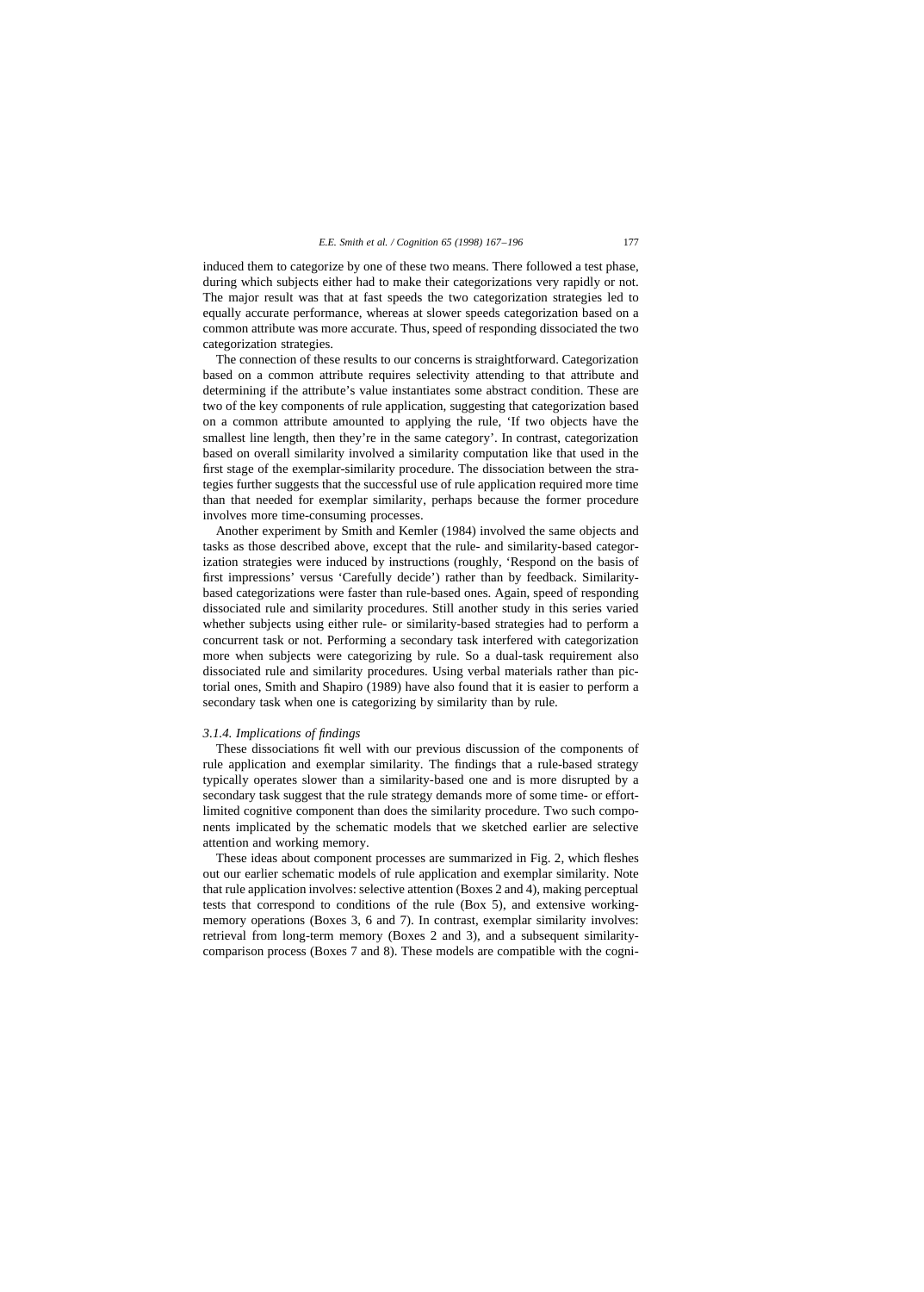induced them to categorize by one of these two means. There followed a test phase, during which subjects either had to make their categorizations very rapidly or not. The major result was that at fast speeds the two categorization strategies led to equally accurate performance, whereas at slower speeds categorization based on a common attribute was more accurate. Thus, speed of responding dissociated the two categorization strategies.

The connection of these results to our concerns is straightforward. Categorization based on a common attribute requires selectivity attending to that attribute and determining if the attribute's value instantiates some abstract condition. These are two of the key components of rule application, suggesting that categorization based on a common attribute amounted to applying the rule, 'If two objects have the smallest line length, then they're in the same category'. In contrast, categorization based on overall similarity involved a similarity computation like that used in the first stage of the exemplar-similarity procedure. The dissociation between the strategies further suggests that the successful use of rule application required more time than that needed for exemplar similarity, perhaps because the former procedure involves more time-consuming processes.

Another experiment by Smith and Kemler (1984) involved the same objects and tasks as those described above, except that the rule- and similarity-based categorization strategies were induced by instructions (roughly, 'Respond on the basis of first impressions' versus 'Carefully decide') rather than by feedback. Similarity-based categorizations were faster than rule-based ones. Again, speed of responding dissociated rule and similarity procedures. Still another study in this series varied whether subjects using either rule- or similarity-based strategies had to perform a concurrent task or not. Performing a secondary task interfered with categorization more when subjects were categorizing by rule. So a dual-task requirement also dissociated rule and similarity procedures. Using verbal materials rather than pictorial ones, Smith and Shapiro (1989) have also found that it is easier to perform a secondary task when one is categorizing by similarity than by rule.

### *3.1.4. Implications of findings*

These dissociations fit well with our previous discussion of the components of rule application and exemplar similarity. The findings that a rule-based strategy typically operates slower than a similarity-based one and is more disrupted by a secondary task suggest that the rule strategy demands more of some time- or effort-limited cognitive component than does the similarity procedure. Two such components implicated by the schematic models that we sketched earlier are selective attention and working memory.

These ideas about component processes are summarized in Fig. 2, which fleshes out our earlier schematic models of rule application and exemplar similarity. Note that rule application involves: selective attention (Boxes 2 and 4), making perceptual tests that correspond to conditions of the rule (Box 5), and extensive working-memory operations (Boxes 3, 6 and 7). In contrast, exemplar similarity involves: retrieval from long-term memory (Boxes 2 and 3), and a subsequent similarity-comparison process (Boxes 7 and 8). These models are compatible with the cogni-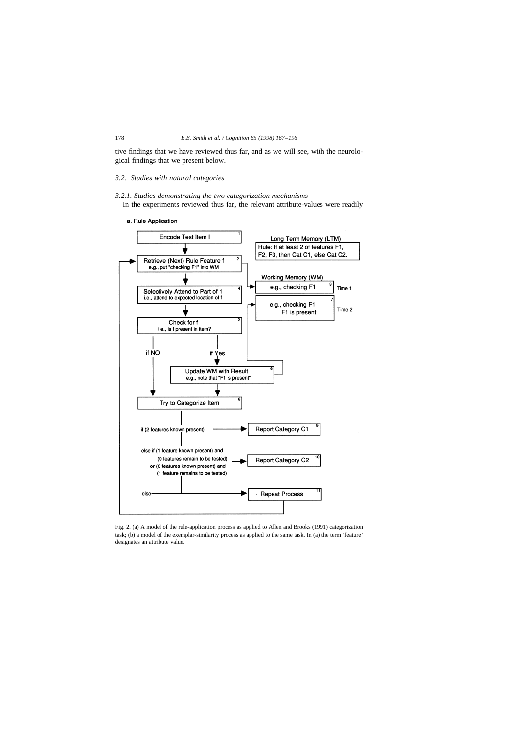tive findings that we have reviewed thus far, and as we will see, with the neurological findings that we present below.

### 3.2. Studies with natural categories

#### 3.2.1. Studies demonstrating the two categorization mechanisms

In the experiments reviewed thus far, the relevant attribute-values were readily

a. Rule Application

Encode Test Item I (1)

Long Term Memory (LTM)
Rule: If at least 2 of features F1, F2, F3, then Cat C1, else Cat C2.

Retrieve (Next) Rule Feature f (2)
e.g., put "checking F1" into WM

Working Memory (WM)
e.g., checking F1 (3) — Time 1

Selectively Attend to Part of 1 (4)
i.e., attend to expected location of f

e.g., checking F1 F1 is present (7) — Time 2

Check for f (5)
i.e., is f present in item?

if NO — if Yes

Update WM with Result (6)
e.g., note that "F1 is present"

Try to Categorize Item (8)

if (2 features known present) → Report Category C1 (9)

else if (1 feature known present) and (0 features remain to be tested) or (0 features known present) and (1 feature remains to be tested) → Report Category C2 (10)

else → Repeat Process (11)

Fig. 2. (a) A model of the rule-application process as applied to Allen and Brooks (1991) categorization task; (b) a model of the exemplar-similarity process as applied to the same task. In (a) the term 'feature' designates an attribute value.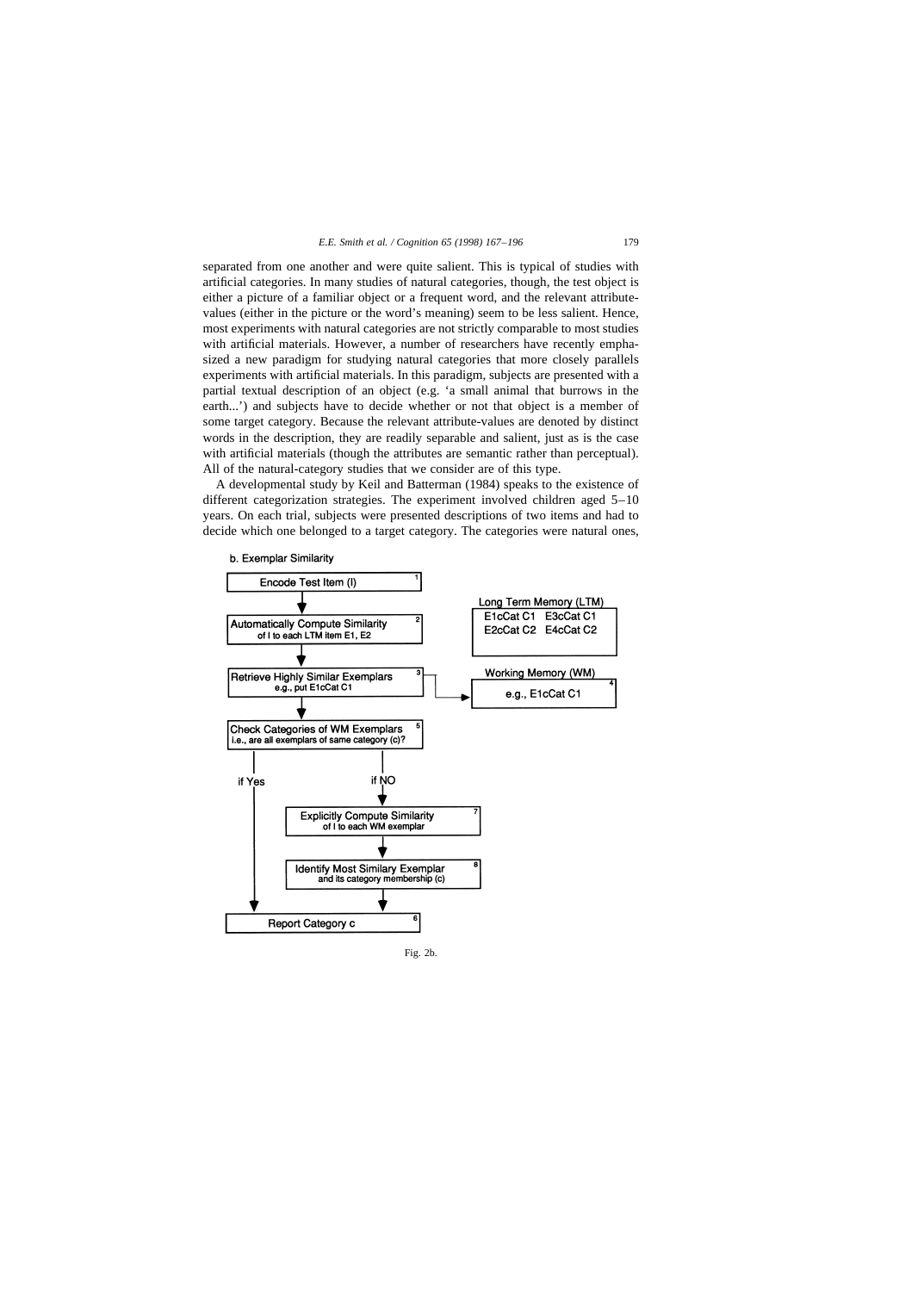separated from one another and were quite salient. This is typical of studies with artificial categories. In many studies of natural categories, though, the test object is either a picture of a familiar object or a frequent word, and the relevant attribute-values (either in the picture or the word's meaning) seem to be less salient. Hence, most experiments with natural categories are not strictly comparable to most studies with artificial materials. However, a number of researchers have recently emphasized a new paradigm for studying natural categories that more closely parallels experiments with artificial materials. In this paradigm, subjects are presented with a partial textual description of an object (e.g. 'a small animal that burrows in the earth...') and subjects have to decide whether or not that object is a member of some target category. Because the relevant attribute-values are denoted by distinct words in the description, they are readily separable and salient, just as is the case with artificial materials (though the attributes are semantic rather than perceptual). All of the natural-category studies that we consider are of this type.

A developmental study by Keil and Batterman (1984) speaks to the existence of different categorization strategies. The experiment involved children aged 5–10 years. On each trial, subjects were presented descriptions of two items and had to decide which one belonged to a target category. The categories were natural ones,

b. Exemplar Similarity

1 Encode Test Item (I)

2 Automatically Compute Similarity of I to each LTM item E1, E2

3 Retrieve Highly Similar Exemplars e.g., put E1cCat C1

Long Term Memory (LTM)
E1cCat C1 E3cCat C1
E2cCat C2 E4cCat C2

Working Memory (WM)
4 e.g., E1cCat C1

5 Check Categories of WM Exemplars i.e., are all exemplars of same category (c)?

if Yes

if NO

7 Explicitly Compute Similarity of I to each WM exemplar

8 Identify Most Similary Exemplar and its category membership (c)

6 Report Category c

Fig. 2b.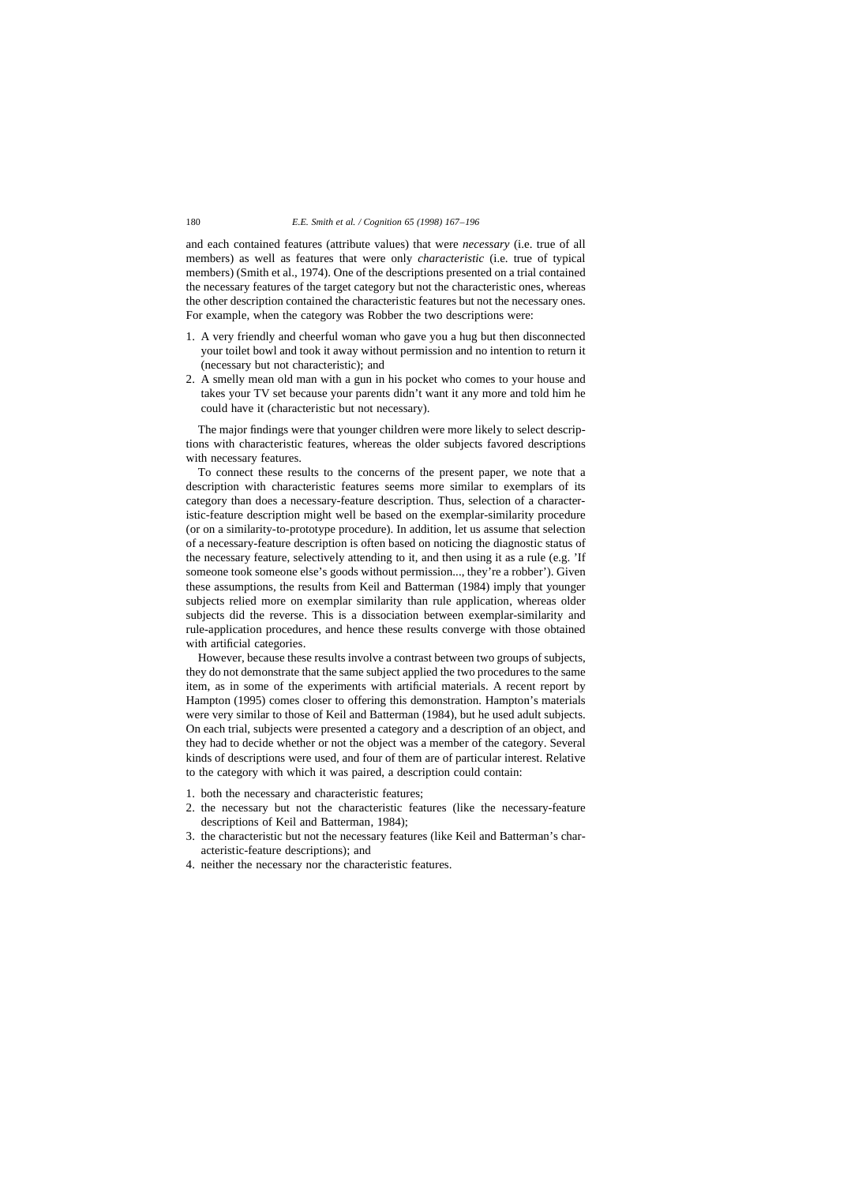and each contained features (attribute values) that were *necessary* (i.e. true of all members) as well as features that were only *characteristic* (i.e. true of typical members) (Smith et al., 1974). One of the descriptions presented on a trial contained the necessary features of the target category but not the characteristic ones, whereas the other description contained the characteristic features but not the necessary ones. For example, when the category was Robber the two descriptions were:

1. A very friendly and cheerful woman who gave you a hug but then disconnected your toilet bowl and took it away without permission and no intention to return it (necessary but not characteristic); and
2. A smelly mean old man with a gun in his pocket who comes to your house and takes your TV set because your parents didn't want it any more and told him he could have it (characteristic but not necessary).

The major findings were that younger children were more likely to select descriptions with characteristic features, whereas the older subjects favored descriptions with necessary features.

To connect these results to the concerns of the present paper, we note that a description with characteristic features seems more similar to exemplars of its category than does a necessary-feature description. Thus, selection of a characteristic-feature description might well be based on the exemplar-similarity procedure (or on a similarity-to-prototype procedure). In addition, let us assume that selection of a necessary-feature description is often based on noticing the diagnostic status of the necessary feature, selectively attending to it, and then using it as a rule (e.g. 'If someone took someone else's goods without permission..., they're a robber'). Given these assumptions, the results from Keil and Batterman (1984) imply that younger subjects relied more on exemplar similarity than rule application, whereas older subjects did the reverse. This is a dissociation between exemplar-similarity and rule-application procedures, and hence these results converge with those obtained with artificial categories.

However, because these results involve a contrast between two groups of subjects, they do not demonstrate that the same subject applied the two procedures to the same item, as in some of the experiments with artificial materials. A recent report by Hampton (1995) comes closer to offering this demonstration. Hampton's materials were very similar to those of Keil and Batterman (1984), but he used adult subjects. On each trial, subjects were presented a category and a description of an object, and they had to decide whether or not the object was a member of the category. Several kinds of descriptions were used, and four of them are of particular interest. Relative to the category with which it was paired, a description could contain:

1. both the necessary and characteristic features;
2. the necessary but not the characteristic features (like the necessary-feature descriptions of Keil and Batterman, 1984);
3. the characteristic but not the necessary features (like Keil and Batterman's characteristic-feature descriptions); and
4. neither the necessary nor the characteristic features.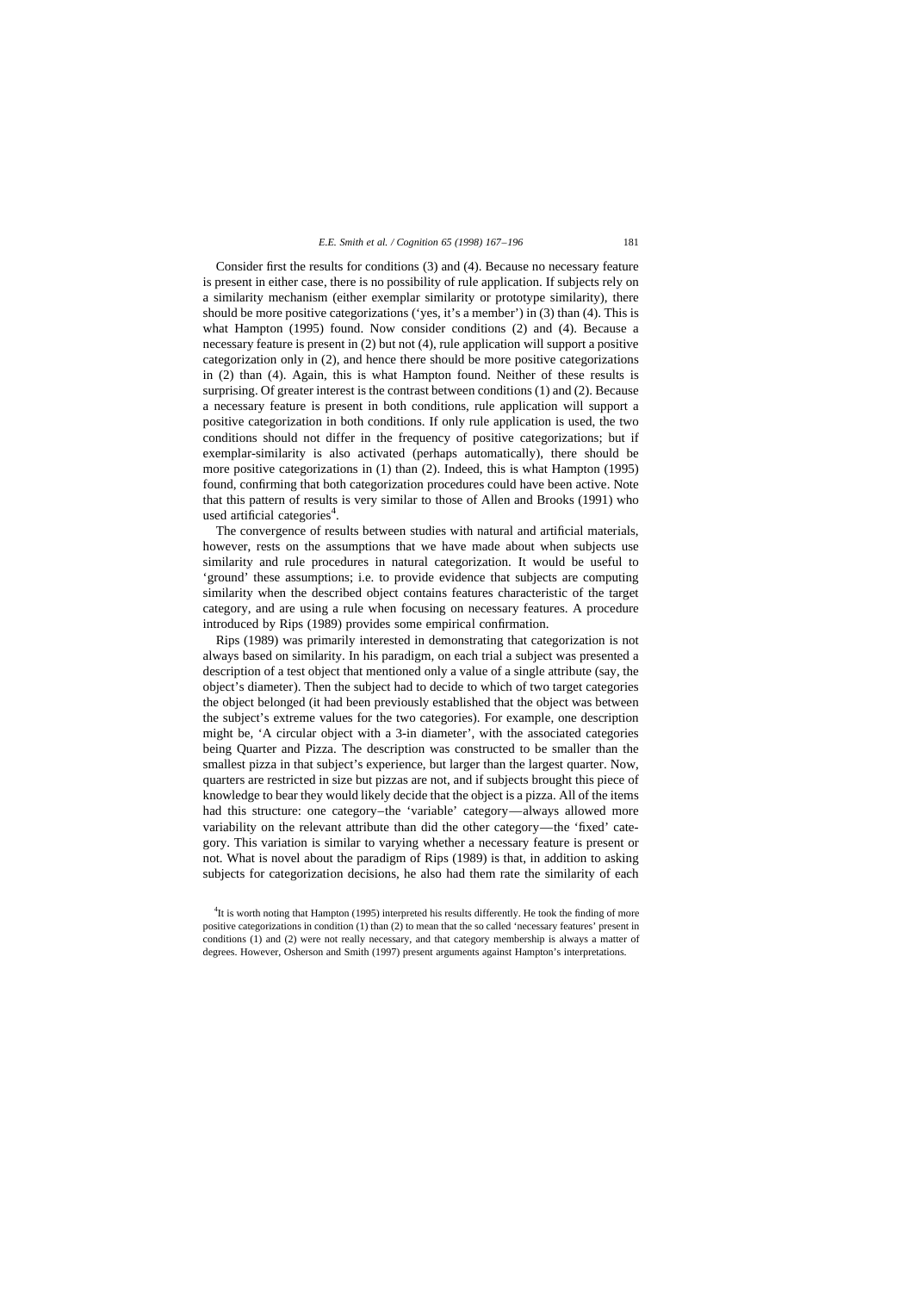Consider first the results for conditions (3) and (4). Because no necessary feature is present in either case, there is no possibility of rule application. If subjects rely on a similarity mechanism (either exemplar similarity or prototype similarity), there should be more positive categorizations ('yes, it's a member') in (3) than (4). This is what Hampton (1995) found. Now consider conditions (2) and (4). Because a necessary feature is present in (2) but not (4), rule application will support a positive categorization only in (2), and hence there should be more positive categorizations in (2) than (4). Again, this is what Hampton found. Neither of these results is surprising. Of greater interest is the contrast between conditions (1) and (2). Because a necessary feature is present in both conditions, rule application will support a positive categorization in both conditions. If only rule application is used, the two conditions should not differ in the frequency of positive categorizations; but if exemplar-similarity is also activated (perhaps automatically), there should be more positive categorizations in (1) than (2). Indeed, this is what Hampton (1995) found, confirming that both categorization procedures could have been active. Note that this pattern of results is very similar to those of Allen and Brooks (1991) who used artificial categories[4].

The convergence of results between studies with natural and artificial materials, however, rests on the assumptions that we have made about when subjects use similarity and rule procedures in natural categorization. It would be useful to 'ground' these assumptions; i.e. to provide evidence that subjects are computing similarity when the described object contains features characteristic of the target category, and are using a rule when focusing on necessary features. A procedure introduced by Rips (1989) provides some empirical confirmation.

Rips (1989) was primarily interested in demonstrating that categorization is not always based on similarity. In his paradigm, on each trial a subject was presented a description of a test object that mentioned only a value of a single attribute (say, the object's diameter). Then the subject had to decide to which of two target categories the object belonged (it had been previously established that the object was between the subject's extreme values for the two categories). For example, one description might be, 'A circular object with a 3-in diameter', with the associated categories being Quarter and Pizza. The description was constructed to be smaller than the smallest pizza in that subject's experience, but larger than the largest quarter. Now, quarters are restricted in size but pizzas are not, and if subjects brought this piece of knowledge to bear they would likely decide that the object is a pizza. All of the items had this structure: one category–the 'variable' category—always allowed more variability on the relevant attribute than did the other category—the 'fixed' category. This variation is similar to varying whether a necessary feature is present or not. What is novel about the paradigm of Rips (1989) is that, in addition to asking subjects for categorization decisions, he also had them rate the similarity of each

[4]It is worth noting that Hampton (1995) interpreted his results differently. He took the finding of more positive categorizations in condition (1) than (2) to mean that the so called 'necessary features' present in conditions (1) and (2) were not really necessary, and that category membership is always a matter of degrees. However, Osherson and Smith (1997) present arguments against Hampton's interpretations.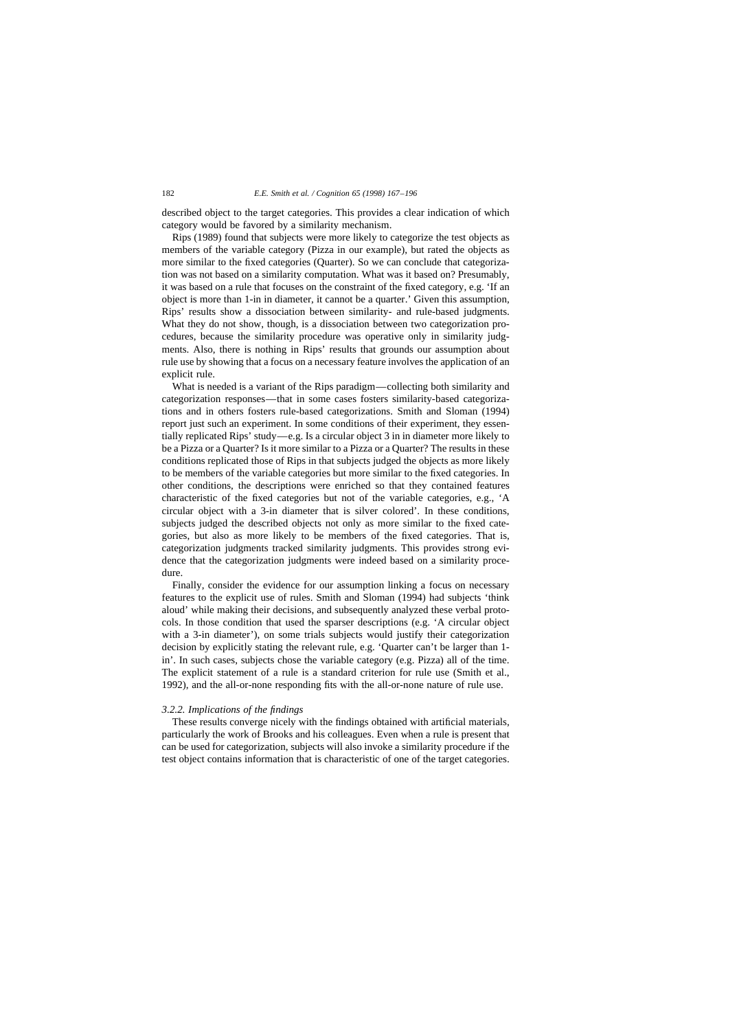described object to the target categories. This provides a clear indication of which category would be favored by a similarity mechanism.

Rips (1989) found that subjects were more likely to categorize the test objects as members of the variable category (Pizza in our example), but rated the objects as more similar to the fixed categories (Quarter). So we can conclude that categorization was not based on a similarity computation. What was it based on? Presumably, it was based on a rule that focuses on the constraint of the fixed category, e.g. 'If an object is more than 1-in in diameter, it cannot be a quarter.' Given this assumption, Rips' results show a dissociation between similarity- and rule-based judgments. What they do not show, though, is a dissociation between two categorization procedures, because the similarity procedure was operative only in similarity judgments. Also, there is nothing in Rips' results that grounds our assumption about rule use by showing that a focus on a necessary feature involves the application of an explicit rule.

What is needed is a variant of the Rips paradigm—collecting both similarity and categorization responses—that in some cases fosters similarity-based categorizations and in others fosters rule-based categorizations. Smith and Sloman (1994) report just such an experiment. In some conditions of their experiment, they essentially replicated Rips' study—e.g. Is a circular object 3 in in diameter more likely to be a Pizza or a Quarter? Is it more similar to a Pizza or a Quarter? The results in these conditions replicated those of Rips in that subjects judged the objects as more likely to be members of the variable categories but more similar to the fixed categories. In other conditions, the descriptions were enriched so that they contained features characteristic of the fixed categories but not of the variable categories, e.g., 'A circular object with a 3-in diameter that is silver colored'. In these conditions, subjects judged the described objects not only as more similar to the fixed categories, but also as more likely to be members of the fixed categories. That is, categorization judgments tracked similarity judgments. This provides strong evidence that the categorization judgments were indeed based on a similarity procedure.

Finally, consider the evidence for our assumption linking a focus on necessary features to the explicit use of rules. Smith and Sloman (1994) had subjects 'think aloud' while making their decisions, and subsequently analyzed these verbal protocols. In those condition that used the sparser descriptions (e.g. 'A circular object with a 3-in diameter'), on some trials subjects would justify their categorization decision by explicitly stating the relevant rule, e.g. 'Quarter can't be larger than 1-in'. In such cases, subjects chose the variable category (e.g. Pizza) all of the time. The explicit statement of a rule is a standard criterion for rule use (Smith et al., 1992), and the all-or-none responding fits with the all-or-none nature of rule use.

#### *3.2.2. Implications of the findings*

These results converge nicely with the findings obtained with artificial materials, particularly the work of Brooks and his colleagues. Even when a rule is present that can be used for categorization, subjects will also invoke a similarity procedure if the test object contains information that is characteristic of one of the target categories.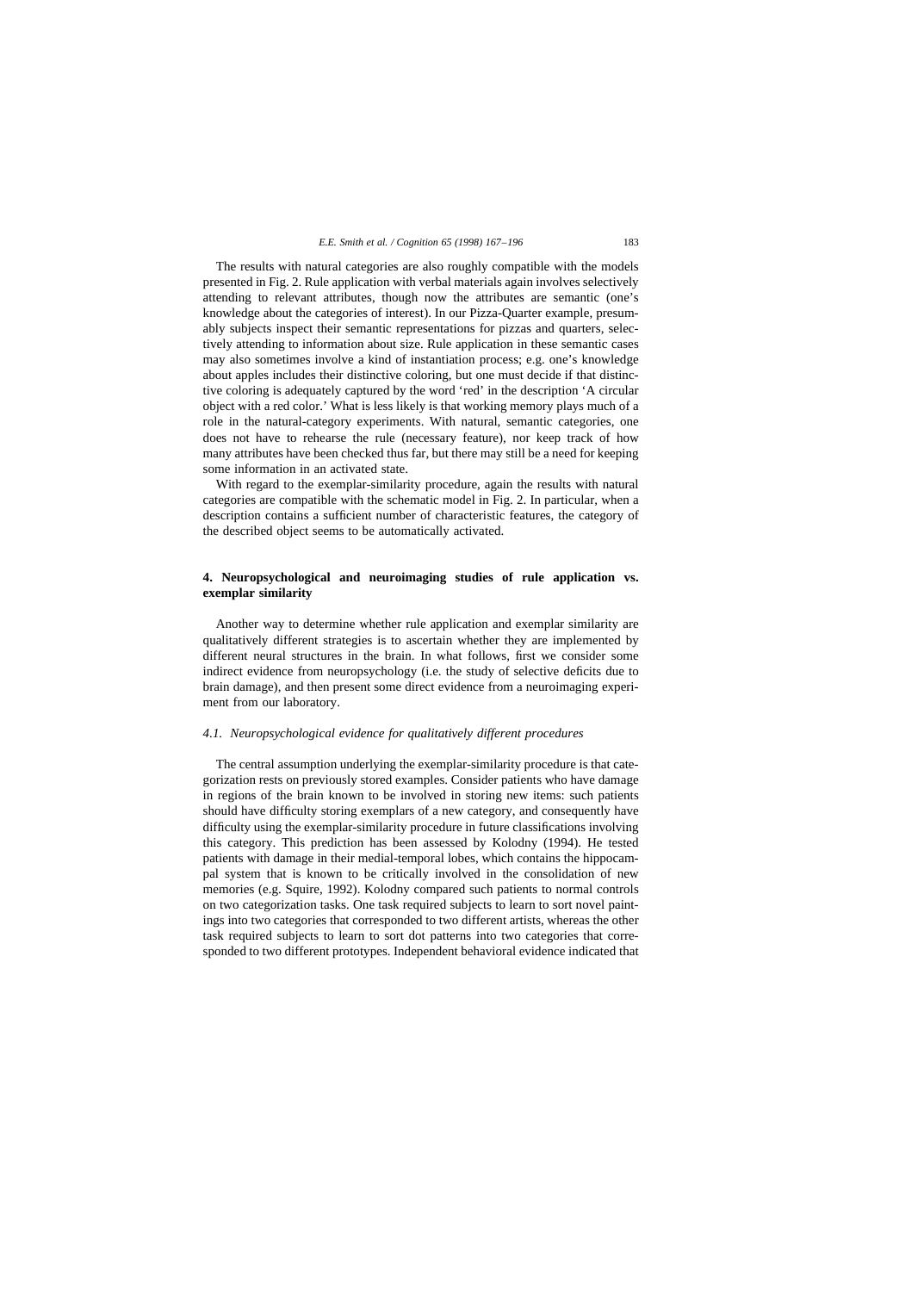The results with natural categories are also roughly compatible with the models presented in Fig. 2. Rule application with verbal materials again involves selectively attending to relevant attributes, though now the attributes are semantic (one's knowledge about the categories of interest). In our Pizza-Quarter example, presumably subjects inspect their semantic representations for pizzas and quarters, selectively attending to information about size. Rule application in these semantic cases may also sometimes involve a kind of instantiation process; e.g. one's knowledge about apples includes their distinctive coloring, but one must decide if that distinctive coloring is adequately captured by the word 'red' in the description 'A circular object with a red color.' What is less likely is that working memory plays much of a role in the natural-category experiments. With natural, semantic categories, one does not have to rehearse the rule (necessary feature), nor keep track of how many attributes have been checked thus far, but there may still be a need for keeping some information in an activated state.

With regard to the exemplar-similarity procedure, again the results with natural categories are compatible with the schematic model in Fig. 2. In particular, when a description contains a sufficient number of characteristic features, the category of the described object seems to be automatically activated.

## 4. Neuropsychological and neuroimaging studies of rule application vs. exemplar similarity

Another way to determine whether rule application and exemplar similarity are qualitatively different strategies is to ascertain whether they are implemented by different neural structures in the brain. In what follows, first we consider some indirect evidence from neuropsychology (i.e. the study of selective deficits due to brain damage), and then present some direct evidence from a neuroimaging experiment from our laboratory.

### *4.1. Neuropsychological evidence for qualitatively different procedures*

The central assumption underlying the exemplar-similarity procedure is that categorization rests on previously stored examples. Consider patients who have damage in regions of the brain known to be involved in storing new items: such patients should have difficulty storing exemplars of a new category, and consequently have difficulty using the exemplar-similarity procedure in future classifications involving this category. This prediction has been assessed by Kolodny (1994). He tested patients with damage in their medial-temporal lobes, which contains the hippocampal system that is known to be critically involved in the consolidation of new memories (e.g. Squire, 1992). Kolodny compared such patients to normal controls on two categorization tasks. One task required subjects to learn to sort novel paintings into two categories that corresponded to two different artists, whereas the other task required subjects to learn to sort dot patterns into two categories that corresponded to two different prototypes. Independent behavioral evidence indicated that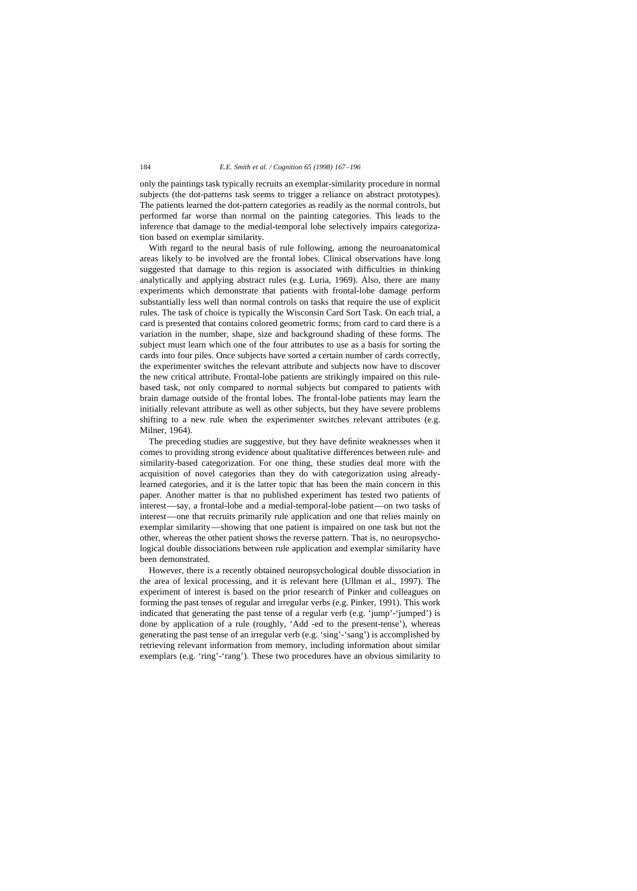only the paintings task typically recruits an exemplar-similarity procedure in normal subjects (the dot-patterns task seems to trigger a reliance on abstract prototypes). The patients learned the dot-pattern categories as readily as the normal controls, but performed far worse than normal on the painting categories. This leads to the inference that damage to the medial-temporal lobe selectively impairs categorization based on exemplar similarity.

With regard to the neural basis of rule following, among the neuroanatomical areas likely to be involved are the frontal lobes. Clinical observations have long suggested that damage to this region is associated with difficulties in thinking analytically and applying abstract rules (e.g. Luria, 1969). Also, there are many experiments which demonstrate that patients with frontal-lobe damage perform substantially less well than normal controls on tasks that require the use of explicit rules. The task of choice is typically the Wisconsin Card Sort Task. On each trial, a card is presented that contains colored geometric forms; from card to card there is a variation in the number, shape, size and background shading of these forms. The subject must learn which one of the four attributes to use as a basis for sorting the cards into four piles. Once subjects have sorted a certain number of cards correctly, the experimenter switches the relevant attribute and subjects now have to discover the new critical attribute. Frontal-lobe patients are strikingly impaired on this rule-based task, not only compared to normal subjects but compared to patients with brain damage outside of the frontal lobes. The frontal-lobe patients may learn the initially relevant attribute as well as other subjects, but they have severe problems shifting to a new rule when the experimenter switches relevant attributes (e.g. Milner, 1964).

The preceding studies are suggestive, but they have definite weaknesses when it comes to providing strong evidence about qualitative differences between rule- and similarity-based categorization. For one thing, these studies deal more with the acquisition of novel categories than they do with categorization using already-learned categories, and it is the latter topic that has been the main concern in this paper. Another matter is that no published experiment has tested two patients of interest—say, a frontal-lobe and a medial-temporal-lobe patient—on two tasks of interest—one that recruits primarily rule application and one that relies mainly on exemplar similarity—showing that one patient is impaired on one task but not the other, whereas the other patient shows the reverse pattern. That is, no neuropsychological double dissociations between rule application and exemplar similarity have been demonstrated.

However, there is a recently obtained neuropsychological double dissociation in the area of lexical processing, and it is relevant here (Ullman et al., 1997). The experiment of interest is based on the prior research of Pinker and colleagues on forming the past tenses of regular and irregular verbs (e.g. Pinker, 1991). This work indicated that generating the past tense of a regular verb (e.g. 'jump'-'jumped') is done by application of a rule (roughly, 'Add -ed to the present-tense'), whereas generating the past tense of an irregular verb (e.g. 'sing'-'sang') is accomplished by retrieving relevant information from memory, including information about similar exemplars (e.g. 'ring'-'rang'). These two procedures have an obvious similarity to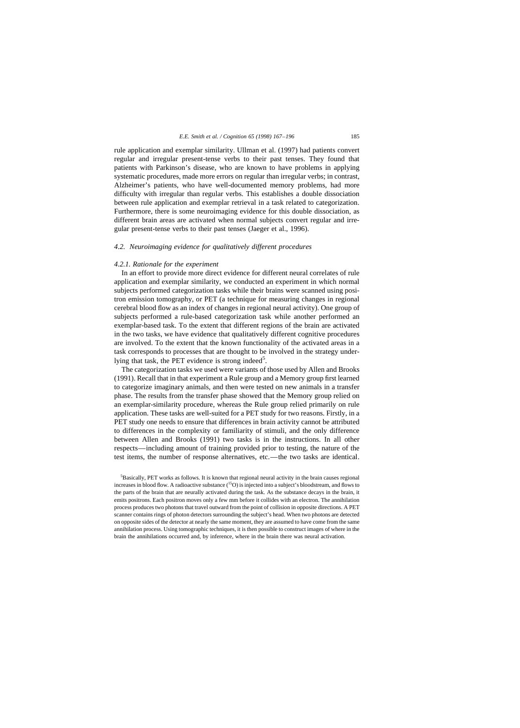rule application and exemplar similarity. Ullman et al. (1997) had patients convert regular and irregular present-tense verbs to their past tenses. They found that patients with Parkinson's disease, who are known to have problems in applying systematic procedures, made more errors on regular than irregular verbs; in contrast, Alzheimer's patients, who have well-documented memory problems, had more difficulty with irregular than regular verbs. This establishes a double dissociation between rule application and exemplar retrieval in a task related to categorization. Furthermore, there is some neuroimaging evidence for this double dissociation, as different brain areas are activated when normal subjects convert regular and irregular present-tense verbs to their past tenses (Jaeger et al., 1996).

### *4.2. Neuroimaging evidence for qualitatively different procedures*

#### *4.2.1. Rationale for the experiment*

In an effort to provide more direct evidence for different neural correlates of rule application and exemplar similarity, we conducted an experiment in which normal subjects performed categorization tasks while their brains were scanned using positron emission tomography, or PET (a technique for measuring changes in regional cerebral blood flow as an index of changes in regional neural activity). One group of subjects performed a rule-based categorization task while another performed an exemplar-based task. To the extent that different regions of the brain are activated in the two tasks, we have evidence that qualitatively different cognitive procedures are involved. To the extent that the known functionality of the activated areas in a task corresponds to processes that are thought to be involved in the strategy underlying that task, the PET evidence is strong indeed[5].

The categorization tasks we used were variants of those used by Allen and Brooks (1991). Recall that in that experiment a Rule group and a Memory group first learned to categorize imaginary animals, and then were tested on new animals in a transfer phase. The results from the transfer phase showed that the Memory group relied on an exemplar-similarity procedure, whereas the Rule group relied primarily on rule application. These tasks are well-suited for a PET study for two reasons. Firstly, in a PET study one needs to ensure that differences in brain activity cannot be attributed to differences in the complexity or familiarity of stimuli, and the only difference between Allen and Brooks (1991) two tasks is in the instructions. In all other respects—including amount of training provided prior to testing, the nature of the test items, the number of response alternatives, etc.—the two tasks are identical.

[5]Basically, PET works as follows. It is known that regional neural activity in the brain causes regional increases in blood flow. A radioactive substance ($^{15}O$) is injected into a subject's bloodstream, and flows to the parts of the brain that are neurally activated during the task. As the substance decays in the brain, it emits positrons. Each positron moves only a few mm before it collides with an electron. The annihilation process produces two photons that travel outward from the point of collision in opposite directions. A PET scanner contains rings of photon detectors surrounding the subject's head. When two photons are detected on opposite sides of the detector at nearly the same moment, they are assumed to have come from the same annihilation process. Using tomographic techniques, it is then possible to construct images of where in the brain the annihilations occurred and, by inference, where in the brain there was neural activation.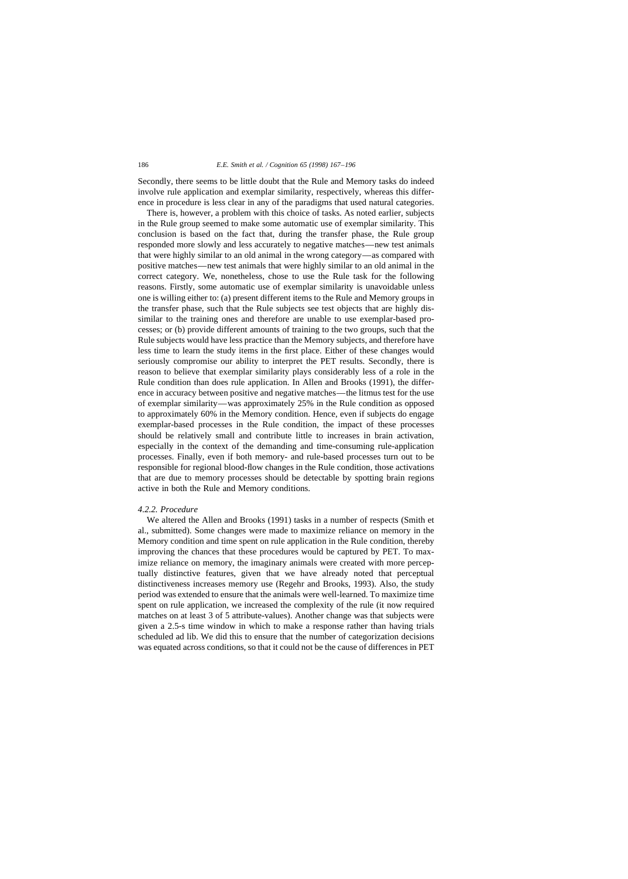Secondly, there seems to be little doubt that the Rule and Memory tasks do indeed involve rule application and exemplar similarity, respectively, whereas this difference in procedure is less clear in any of the paradigms that used natural categories.

There is, however, a problem with this choice of tasks. As noted earlier, subjects in the Rule group seemed to make some automatic use of exemplar similarity. This conclusion is based on the fact that, during the transfer phase, the Rule group responded more slowly and less accurately to negative matches—new test animals that were highly similar to an old animal in the wrong category—as compared with positive matches—new test animals that were highly similar to an old animal in the correct category. We, nonetheless, chose to use the Rule task for the following reasons. Firstly, some automatic use of exemplar similarity is unavoidable unless one is willing either to: (a) present different items to the Rule and Memory groups in the transfer phase, such that the Rule subjects see test objects that are highly dissimilar to the training ones and therefore are unable to use exemplar-based processes; or (b) provide different amounts of training to the two groups, such that the Rule subjects would have less practice than the Memory subjects, and therefore have less time to learn the study items in the first place. Either of these changes would seriously compromise our ability to interpret the PET results. Secondly, there is reason to believe that exemplar similarity plays considerably less of a role in the Rule condition than does rule application. In Allen and Brooks (1991), the difference in accuracy between positive and negative matches—the litmus test for the use of exemplar similarity—was approximately 25% in the Rule condition as opposed to approximately 60% in the Memory condition. Hence, even if subjects do engage exemplar-based processes in the Rule condition, the impact of these processes should be relatively small and contribute little to increases in brain activation, especially in the context of the demanding and time-consuming rule-application processes. Finally, even if both memory- and rule-based processes turn out to be responsible for regional blood-flow changes in the Rule condition, those activations that are due to memory processes should be detectable by spotting brain regions active in both the Rule and Memory conditions.

#### *4.2.2. Procedure*

We altered the Allen and Brooks (1991) tasks in a number of respects (Smith et al., submitted). Some changes were made to maximize reliance on memory in the Memory condition and time spent on rule application in the Rule condition, thereby improving the chances that these procedures would be captured by PET. To maximize reliance on memory, the imaginary animals were created with more perceptually distinctive features, given that we have already noted that perceptual distinctiveness increases memory use (Regehr and Brooks, 1993). Also, the study period was extended to ensure that the animals were well-learned. To maximize time spent on rule application, we increased the complexity of the rule (it now required matches on at least 3 of 5 attribute-values). Another change was that subjects were given a 2.5-s time window in which to make a response rather than having trials scheduled ad lib. We did this to ensure that the number of categorization decisions was equated across conditions, so that it could not be the cause of differences in PET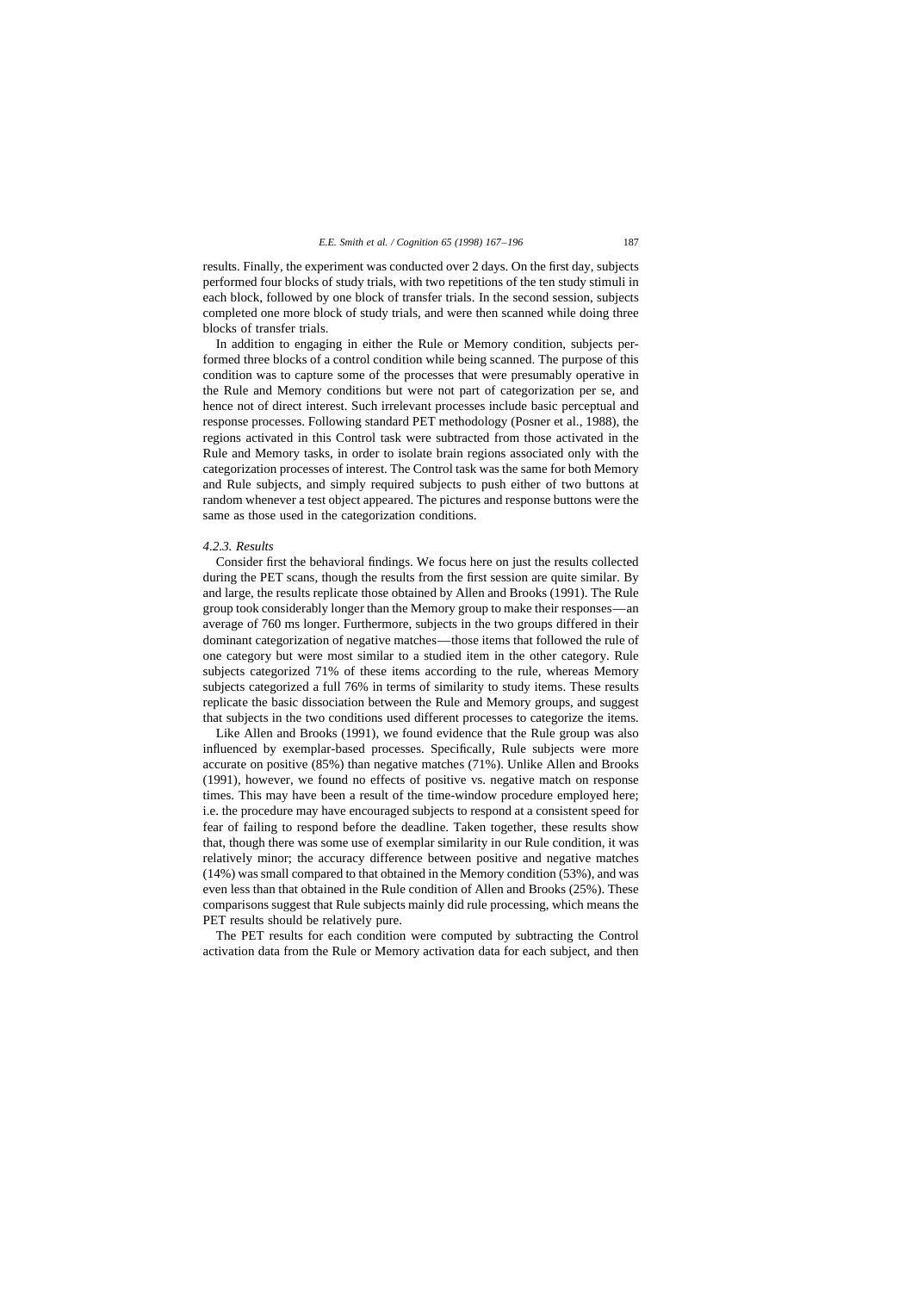results. Finally, the experiment was conducted over 2 days. On the first day, subjects performed four blocks of study trials, with two repetitions of the ten study stimuli in each block, followed by one block of transfer trials. In the second session, subjects completed one more block of study trials, and were then scanned while doing three blocks of transfer trials.

In addition to engaging in either the Rule or Memory condition, subjects performed three blocks of a control condition while being scanned. The purpose of this condition was to capture some of the processes that were presumably operative in the Rule and Memory conditions but were not part of categorization per se, and hence not of direct interest. Such irrelevant processes include basic perceptual and response processes. Following standard PET methodology (Posner et al., 1988), the regions activated in this Control task were subtracted from those activated in the Rule and Memory tasks, in order to isolate brain regions associated only with the categorization processes of interest. The Control task was the same for both Memory and Rule subjects, and simply required subjects to push either of two buttons at random whenever a test object appeared. The pictures and response buttons were the same as those used in the categorization conditions.

#### *4.2.3. Results*

Consider first the behavioral findings. We focus here on just the results collected during the PET scans, though the results from the first session are quite similar. By and large, the results replicate those obtained by Allen and Brooks (1991). The Rule group took considerably longer than the Memory group to make their responses—an average of 760 ms longer. Furthermore, subjects in the two groups differed in their dominant categorization of negative matches—those items that followed the rule of one category but were most similar to a studied item in the other category. Rule subjects categorized 71% of these items according to the rule, whereas Memory subjects categorized a full 76% in terms of similarity to study items. These results replicate the basic dissociation between the Rule and Memory groups, and suggest that subjects in the two conditions used different processes to categorize the items.

Like Allen and Brooks (1991), we found evidence that the Rule group was also influenced by exemplar-based processes. Specifically, Rule subjects were more accurate on positive (85%) than negative matches (71%). Unlike Allen and Brooks (1991), however, we found no effects of positive vs. negative match on response times. This may have been a result of the time-window procedure employed here; i.e. the procedure may have encouraged subjects to respond at a consistent speed for fear of failing to respond before the deadline. Taken together, these results show that, though there was some use of exemplar similarity in our Rule condition, it was relatively minor; the accuracy difference between positive and negative matches (14%) was small compared to that obtained in the Memory condition (53%), and was even less than that obtained in the Rule condition of Allen and Brooks (25%). These comparisons suggest that Rule subjects mainly did rule processing, which means the PET results should be relatively pure.

The PET results for each condition were computed by subtracting the Control activation data from the Rule or Memory activation data for each subject, and then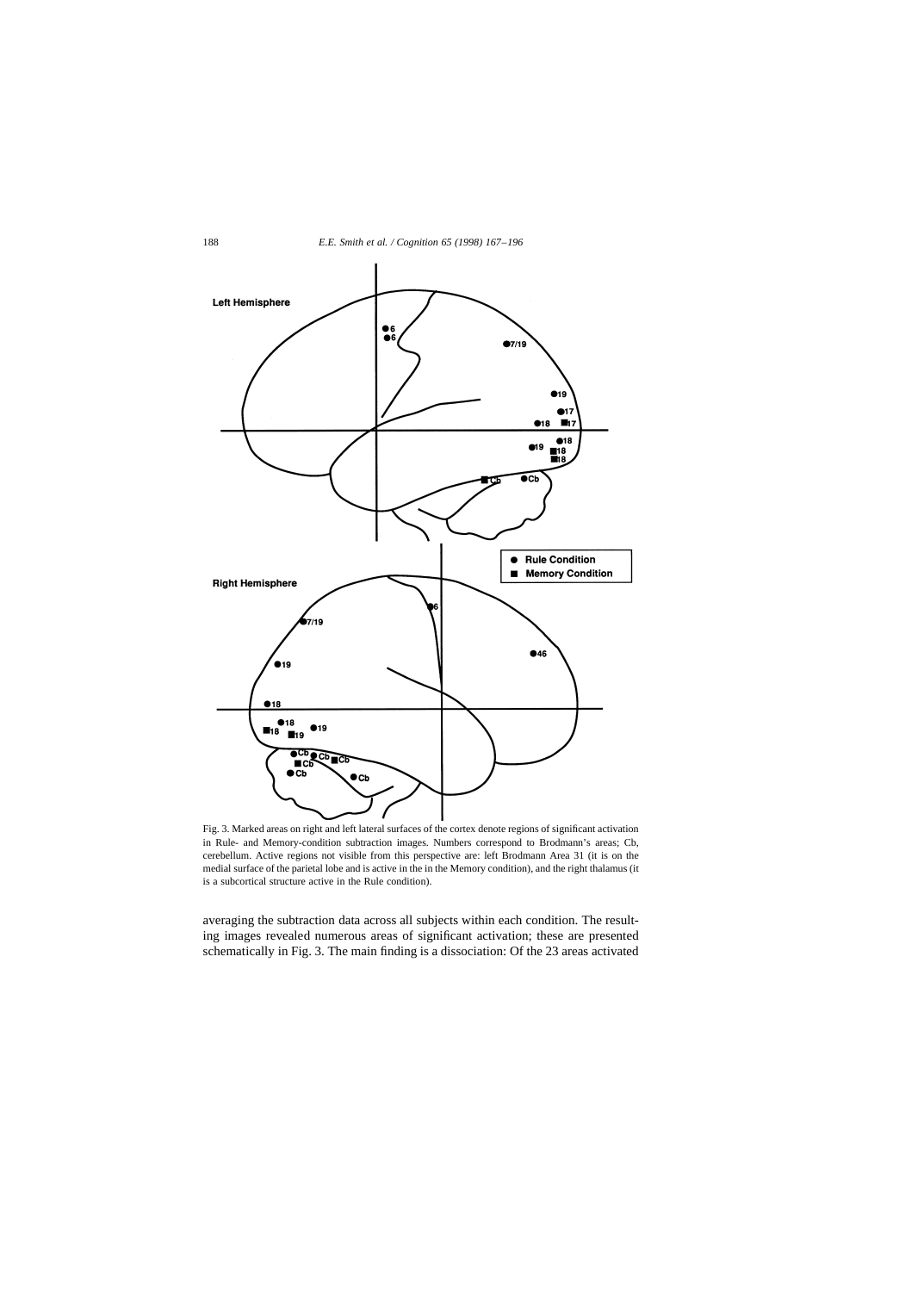Left Hemisphere

6
6
7/19
19
17
18
17
18
19
18
18
Cb
Cb

Right Hemisphere

Rule Condition
Memory Condition

6
7/19
46
19
18
18
18
19
19
Cb
Cb
Cb
Cb
Cb
Cb

Fig. 3. Marked areas on right and left lateral surfaces of the cortex denote regions of significant activation in Rule- and Memory-condition subtraction images. Numbers correspond to Brodmann's areas; Cb, cerebellum. Active regions not visible from this perspective are: left Brodmann Area 31 (it is on the medial surface of the parietal lobe and is active in the in the Memory condition), and the right thalamus (it is a subcortical structure active in the Rule condition).

averaging the subtraction data across all subjects within each condition. The resulting images revealed numerous areas of significant activation; these are presented schematically in Fig. 3. The main finding is a dissociation: Of the 23 areas activated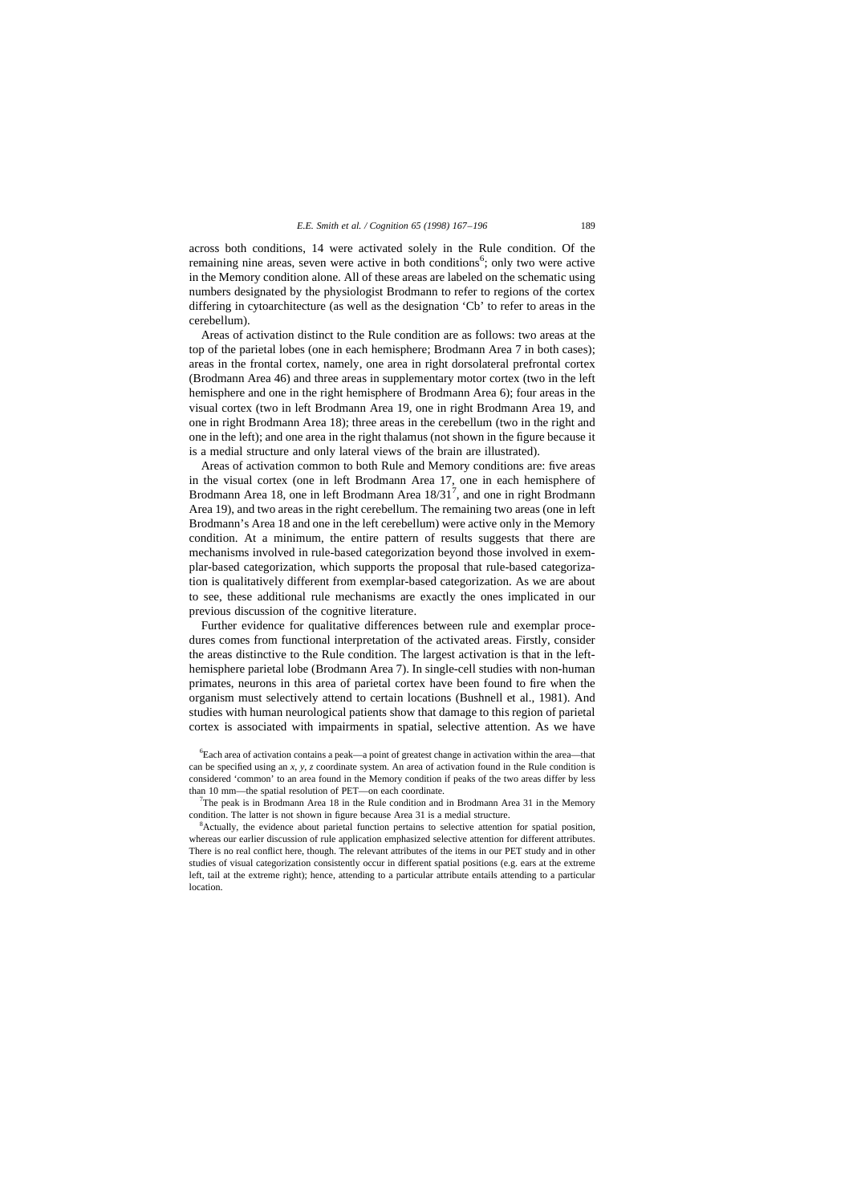across both conditions, 14 were activated solely in the Rule condition. Of the remaining nine areas, seven were active in both conditions[6]; only two were active in the Memory condition alone. All of these areas are labeled on the schematic using numbers designated by the physiologist Brodmann to refer to regions of the cortex differing in cytoarchitecture (as well as the designation 'Cb' to refer to areas in the cerebellum).

Areas of activation distinct to the Rule condition are as follows: two areas at the top of the parietal lobes (one in each hemisphere; Brodmann Area 7 in both cases); areas in the frontal cortex, namely, one area in right dorsolateral prefrontal cortex (Brodmann Area 46) and three areas in supplementary motor cortex (two in the left hemisphere and one in the right hemisphere of Brodmann Area 6); four areas in the visual cortex (two in left Brodmann Area 19, one in right Brodmann Area 19, and one in right Brodmann Area 18); three areas in the cerebellum (two in the right and one in the left); and one area in the right thalamus (not shown in the figure because it is a medial structure and only lateral views of the brain are illustrated).

Areas of activation common to both Rule and Memory conditions are: five areas in the visual cortex (one in left Brodmann Area 17, one in each hemisphere of Brodmann Area 18, one in left Brodmann Area 18/31[7], and one in right Brodmann Area 19), and two areas in the right cerebellum. The remaining two areas (one in left Brodmann's Area 18 and one in the left cerebellum) were active only in the Memory condition. At a minimum, the entire pattern of results suggests that there are mechanisms involved in rule-based categorization beyond those involved in exemplar-based categorization, which supports the proposal that rule-based categorization is qualitatively different from exemplar-based categorization. As we are about to see, these additional rule mechanisms are exactly the ones implicated in our previous discussion of the cognitive literature.

Further evidence for qualitative differences between rule and exemplar procedures comes from functional interpretation of the activated areas. Firstly, consider the areas distinctive to the Rule condition. The largest activation is that in the left-hemisphere parietal lobe (Brodmann Area 7). In single-cell studies with non-human primates, neurons in this area of parietal cortex have been found to fire when the organism must selectively attend to certain locations (Bushnell et al., 1981). And studies with human neurological patients show that damage to this region of parietal cortex is associated with impairments in spatial, selective attention. As we have

[6]Each area of activation contains a peak—a point of greatest change in activation within the area—that can be specified using an *x*, *y*, *z* coordinate system. An area of activation found in the Rule condition is considered 'common' to an area found in the Memory condition if peaks of the two areas differ by less than 10 mm—the spatial resolution of PET—on each coordinate.

[7]The peak is in Brodmann Area 18 in the Rule condition and in Brodmann Area 31 in the Memory condition. The latter is not shown in figure because Area 31 is a medial structure.

[8]Actually, the evidence about parietal function pertains to selective attention for spatial position, whereas our earlier discussion of rule application emphasized selective attention for different attributes. There is no real conflict here, though. The relevant attributes of the items in our PET study and in other studies of visual categorization consistently occur in different spatial positions (e.g. ears at the extreme left, tail at the extreme right); hence, attending to a particular attribute entails attending to a particular location.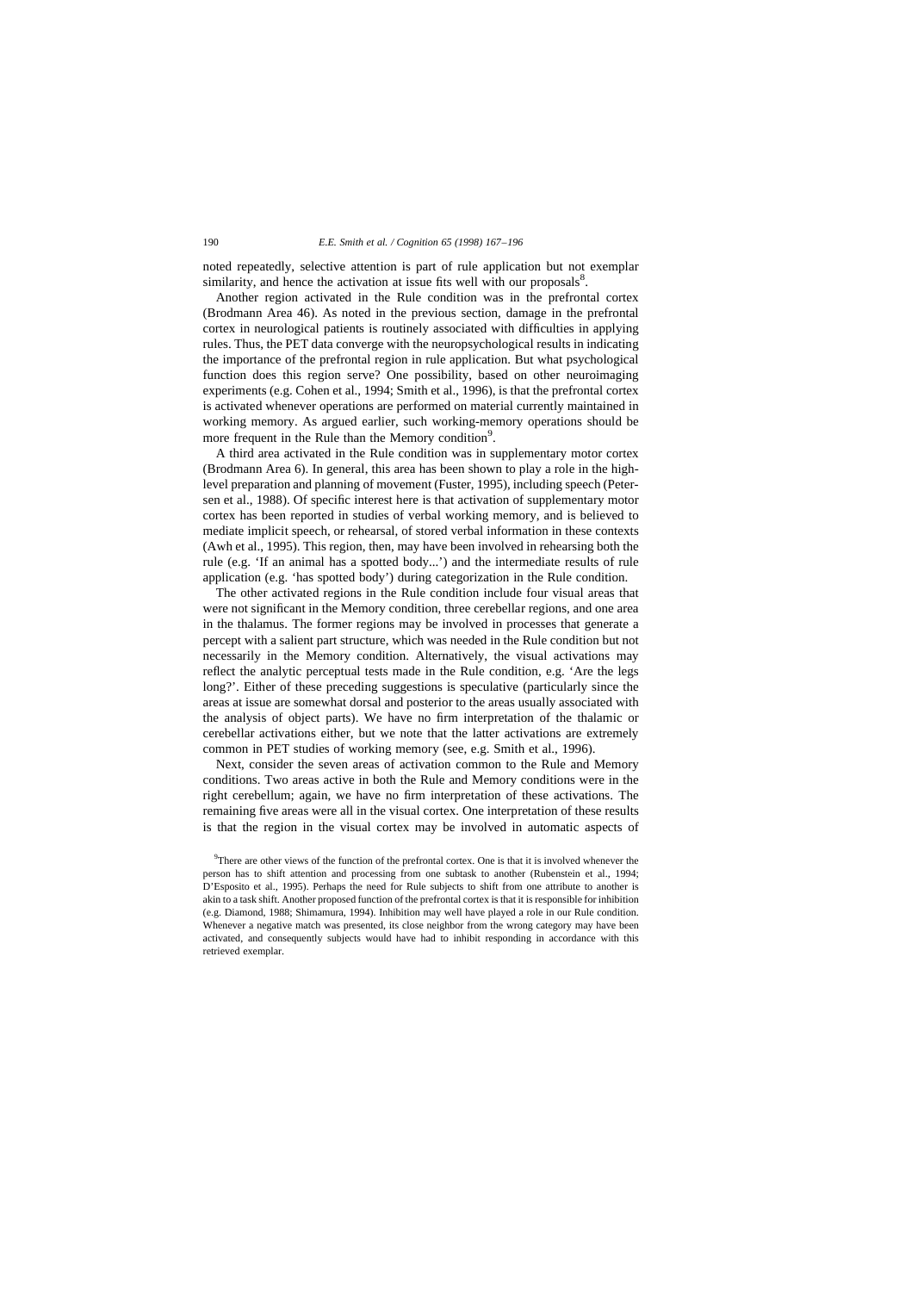noted repeatedly, selective attention is part of rule application but not exemplar similarity, and hence the activation at issue fits well with our proposals[8].

Another region activated in the Rule condition was in the prefrontal cortex (Brodmann Area 46). As noted in the previous section, damage in the prefrontal cortex in neurological patients is routinely associated with difficulties in applying rules. Thus, the PET data converge with the neuropsychological results in indicating the importance of the prefrontal region in rule application. But what psychological function does this region serve? One possibility, based on other neuroimaging experiments (e.g. Cohen et al., 1994; Smith et al., 1996), is that the prefrontal cortex is activated whenever operations are performed on material currently maintained in working memory. As argued earlier, such working-memory operations should be more frequent in the Rule than the Memory condition[9].

A third area activated in the Rule condition was in supplementary motor cortex (Brodmann Area 6). In general, this area has been shown to play a role in the high-level preparation and planning of movement (Fuster, 1995), including speech (Petersen et al., 1988). Of specific interest here is that activation of supplementary motor cortex has been reported in studies of verbal working memory, and is believed to mediate implicit speech, or rehearsal, of stored verbal information in these contexts (Awh et al., 1995). This region, then, may have been involved in rehearsing both the rule (e.g. 'If an animal has a spotted body...') and the intermediate results of rule application (e.g. 'has spotted body') during categorization in the Rule condition.

The other activated regions in the Rule condition include four visual areas that were not significant in the Memory condition, three cerebellar regions, and one area in the thalamus. The former regions may be involved in processes that generate a percept with a salient part structure, which was needed in the Rule condition but not necessarily in the Memory condition. Alternatively, the visual activations may reflect the analytic perceptual tests made in the Rule condition, e.g. 'Are the legs long?'. Either of these preceding suggestions is speculative (particularly since the areas at issue are somewhat dorsal and posterior to the areas usually associated with the analysis of object parts). We have no firm interpretation of the thalamic or cerebellar activations either, but we note that the latter activations are extremely common in PET studies of working memory (see, e.g. Smith et al., 1996).

Next, consider the seven areas of activation common to the Rule and Memory conditions. Two areas active in both the Rule and Memory conditions were in the right cerebellum; again, we have no firm interpretation of these activations. The remaining five areas were all in the visual cortex. One interpretation of these results is that the region in the visual cortex may be involved in automatic aspects of

[9]There are other views of the function of the prefrontal cortex. One is that it is involved whenever the person has to shift attention and processing from one subtask to another (Rubenstein et al., 1994; D'Esposito et al., 1995). Perhaps the need for Rule subjects to shift from one attribute to another is akin to a task shift. Another proposed function of the prefrontal cortex is that it is responsible for inhibition (e.g. Diamond, 1988; Shimamura, 1994). Inhibition may well have played a role in our Rule condition. Whenever a negative match was presented, its close neighbor from the wrong category may have been activated, and consequently subjects would have had to inhibit responding in accordance with this retrieved exemplar.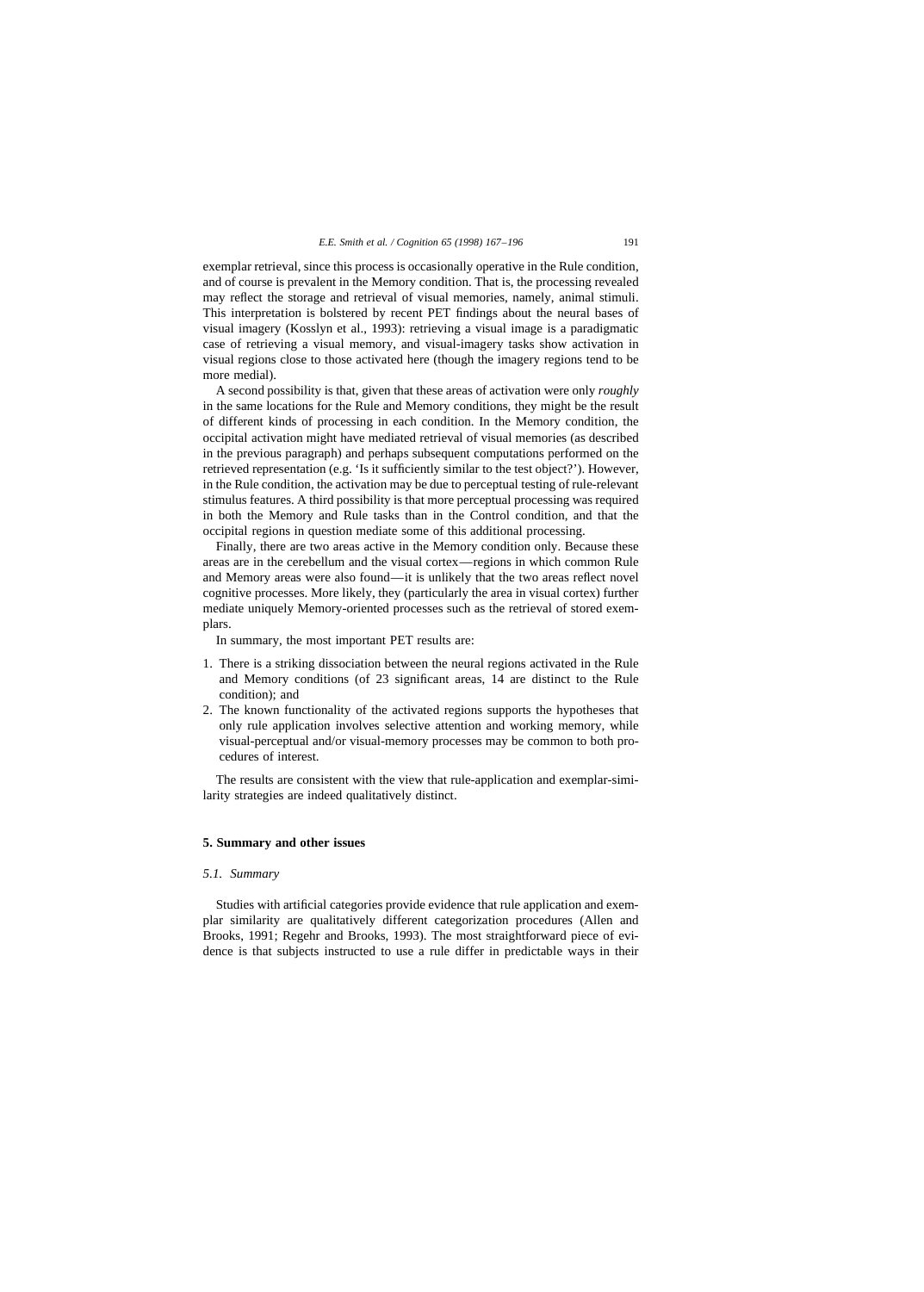exemplar retrieval, since this process is occasionally operative in the Rule condition, and of course is prevalent in the Memory condition. That is, the processing revealed may reflect the storage and retrieval of visual memories, namely, animal stimuli. This interpretation is bolstered by recent PET findings about the neural bases of visual imagery (Kosslyn et al., 1993): retrieving a visual image is a paradigmatic case of retrieving a visual memory, and visual-imagery tasks show activation in visual regions close to those activated here (though the imagery regions tend to be more medial).

A second possibility is that, given that these areas of activation were only *roughly* in the same locations for the Rule and Memory conditions, they might be the result of different kinds of processing in each condition. In the Memory condition, the occipital activation might have mediated retrieval of visual memories (as described in the previous paragraph) and perhaps subsequent computations performed on the retrieved representation (e.g. 'Is it sufficiently similar to the test object?'). However, in the Rule condition, the activation may be due to perceptual testing of rule-relevant stimulus features. A third possibility is that more perceptual processing was required in both the Memory and Rule tasks than in the Control condition, and that the occipital regions in question mediate some of this additional processing.

Finally, there are two areas active in the Memory condition only. Because these areas are in the cerebellum and the visual cortex—regions in which common Rule and Memory areas were also found—it is unlikely that the two areas reflect novel cognitive processes. More likely, they (particularly the area in visual cortex) further mediate uniquely Memory-oriented processes such as the retrieval of stored exemplars.

In summary, the most important PET results are:

1. There is a striking dissociation between the neural regions activated in the Rule and Memory conditions (of 23 significant areas, 14 are distinct to the Rule condition); and
2. The known functionality of the activated regions supports the hypotheses that only rule application involves selective attention and working memory, while visual-perceptual and/or visual-memory processes may be common to both procedures of interest.

The results are consistent with the view that rule-application and exemplar-similarity strategies are indeed qualitatively distinct.

## 5. Summary and other issues

### *5.1. Summary*

Studies with artificial categories provide evidence that rule application and exemplar similarity are qualitatively different categorization procedures (Allen and Brooks, 1991; Regehr and Brooks, 1993). The most straightforward piece of evidence is that subjects instructed to use a rule differ in predictable ways in their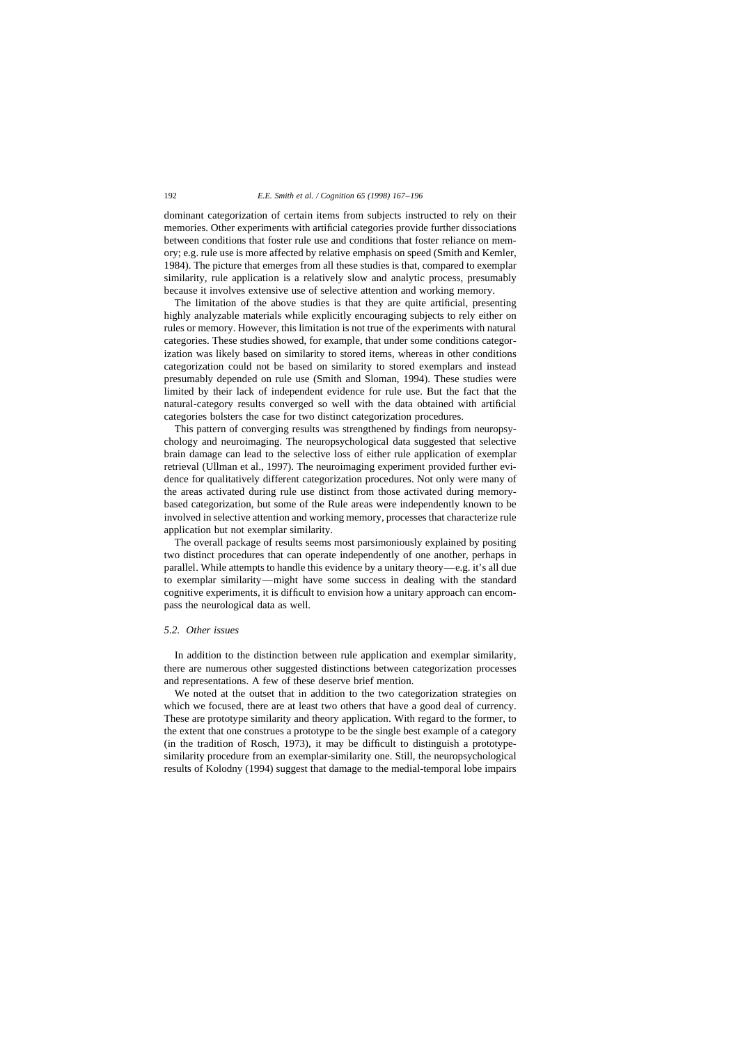dominant categorization of certain items from subjects instructed to rely on their memories. Other experiments with artificial categories provide further dissociations between conditions that foster rule use and conditions that foster reliance on memory; e.g. rule use is more affected by relative emphasis on speed (Smith and Kemler, 1984). The picture that emerges from all these studies is that, compared to exemplar similarity, rule application is a relatively slow and analytic process, presumably because it involves extensive use of selective attention and working memory.

The limitation of the above studies is that they are quite artificial, presenting highly analyzable materials while explicitly encouraging subjects to rely either on rules or memory. However, this limitation is not true of the experiments with natural categories. These studies showed, for example, that under some conditions categorization was likely based on similarity to stored items, whereas in other conditions categorization could not be based on similarity to stored exemplars and instead presumably depended on rule use (Smith and Sloman, 1994). These studies were limited by their lack of independent evidence for rule use. But the fact that the natural-category results converged so well with the data obtained with artificial categories bolsters the case for two distinct categorization procedures.

This pattern of converging results was strengthened by findings from neuropsychology and neuroimaging. The neuropsychological data suggested that selective brain damage can lead to the selective loss of either rule application of exemplar retrieval (Ullman et al., 1997). The neuroimaging experiment provided further evidence for qualitatively different categorization procedures. Not only were many of the areas activated during rule use distinct from those activated during memory-based categorization, but some of the Rule areas were independently known to be involved in selective attention and working memory, processes that characterize rule application but not exemplar similarity.

The overall package of results seems most parsimoniously explained by positing two distinct procedures that can operate independently of one another, perhaps in parallel. While attempts to handle this evidence by a unitary theory—e.g. it's all due to exemplar similarity—might have some success in dealing with the standard cognitive experiments, it is difficult to envision how a unitary approach can encompass the neurological data as well.

### 5.2. Other issues

In addition to the distinction between rule application and exemplar similarity, there are numerous other suggested distinctions between categorization processes and representations. A few of these deserve brief mention.

We noted at the outset that in addition to the two categorization strategies on which we focused, there are at least two others that have a good deal of currency. These are prototype similarity and theory application. With regard to the former, to the extent that one construes a prototype to be the single best example of a category (in the tradition of Rosch, 1973), it may be difficult to distinguish a prototype-similarity procedure from an exemplar-similarity one. Still, the neuropsychological results of Kolodny (1994) suggest that damage to the medial-temporal lobe impairs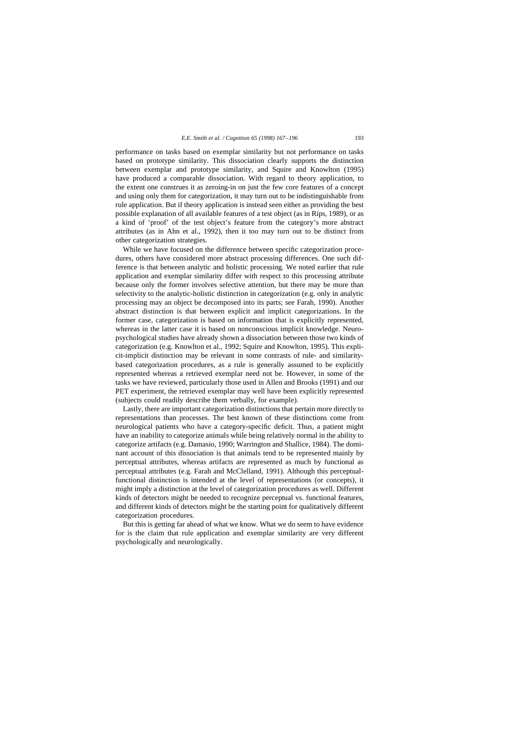performance on tasks based on exemplar similarity but not performance on tasks based on prototype similarity. This dissociation clearly supports the distinction between exemplar and prototype similarity, and Squire and Knowlton (1995) have produced a comparable dissociation. With regard to theory application, to the extent one construes it as zeroing-in on just the few core features of a concept and using only them for categorization, it may turn out to be indistinguishable from rule application. But if theory application is instead seen either as providing the best possible explanation of all available features of a test object (as in Rips, 1989), or as a kind of 'proof' of the test object's feature from the category's more abstract attributes (as in Ahn et al., 1992), then it too may turn out to be distinct from other categorization strategies.

While we have focused on the difference between specific categorization procedures, others have considered more abstract processing differences. One such difference is that between analytic and holistic processing. We noted earlier that rule application and exemplar similarity differ with respect to this processing attribute because only the former involves selective attention, but there may be more than selectivity to the analytic-holistic distinction in categorization (e.g. only in analytic processing may an object be decomposed into its parts; see Farah, 1990). Another abstract distinction is that between explicit and implicit categorizations. In the former case, categorization is based on information that is explicitly represented, whereas in the latter case it is based on nonconscious implicit knowledge. Neuropsychological studies have already shown a dissociation between those two kinds of categorization (e.g. Knowlton et al., 1992; Squire and Knowlton, 1995). This explicit-implicit distinction may be relevant in some contrasts of rule- and similarity-based categorization procedures, as a rule is generally assumed to be explicitly represented whereas a retrieved exemplar need not be. However, in some of the tasks we have reviewed, particularly those used in Allen and Brooks (1991) and our PET experiment, the retrieved exemplar may well have been explicitly represented (subjects could readily describe them verbally, for example).

Lastly, there are important categorization distinctions that pertain more directly to representations than processes. The best known of these distinctions come from neurological patients who have a category-specific deficit. Thus, a patient might have an inability to categorize animals while being relatively normal in the ability to categorize artifacts (e.g. Damasio, 1990; Warrington and Shallice, 1984). The dominant account of this dissociation is that animals tend to be represented mainly by perceptual attributes, whereas artifacts are represented as much by functional as perceptual attributes (e.g. Farah and McClelland, 1991). Although this perceptual-functional distinction is intended at the level of representations (or concepts), it might imply a distinction at the level of categorization procedures as well. Different kinds of detectors might be needed to recognize perceptual vs. functional features, and different kinds of detectors might be the starting point for qualitatively different categorization procedures.

But this is getting far ahead of what we know. What we do seem to have evidence for is the claim that rule application and exemplar similarity are very different psychologically and neurologically.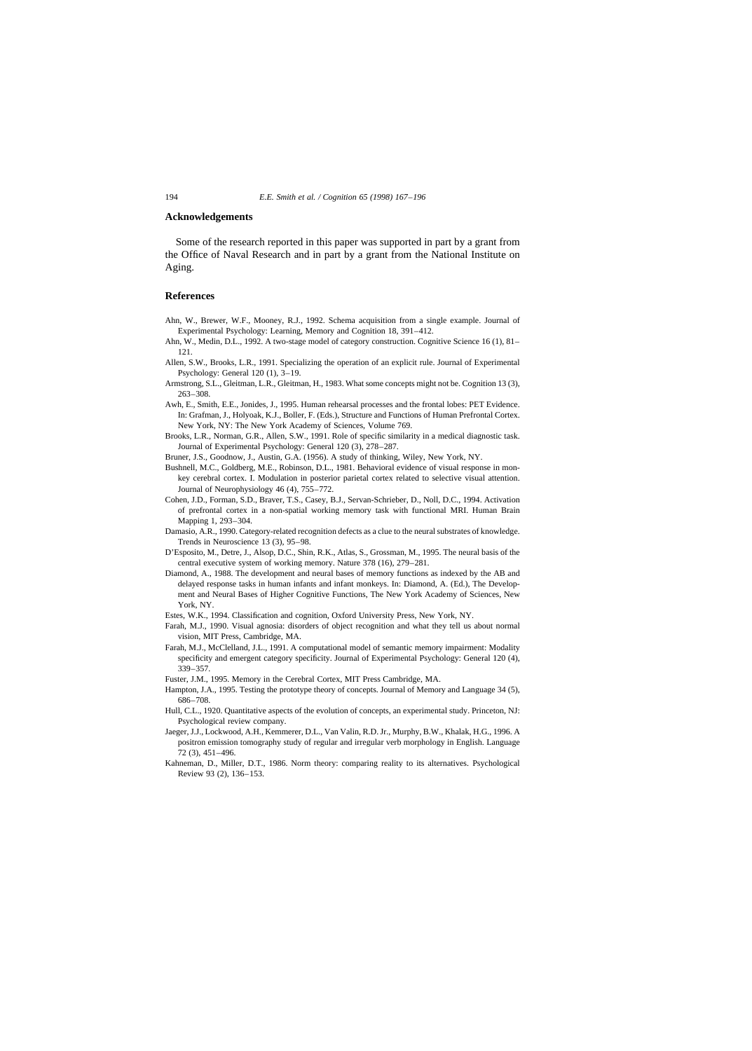## Acknowledgements

Some of the research reported in this paper was supported in part by a grant from the Office of Naval Research and in part by a grant from the National Institute on Aging.

## References

Ahn, W., Brewer, W.F., Mooney, R.J., 1992. Schema acquisition from a single example. Journal of Experimental Psychology: Learning, Memory and Cognition 18, 391–412.

Ahn, W., Medin, D.L., 1992. A two-stage model of category construction. Cognitive Science 16 (1), 81–121.

Allen, S.W., Brooks, L.R., 1991. Specializing the operation of an explicit rule. Journal of Experimental Psychology: General 120 (1), 3–19.

Armstrong, S.L., Gleitman, L.R., Gleitman, H., 1983. What some concepts might not be. Cognition 13 (3), 263–308.

Awh, E., Smith, E.E., Jonides, J., 1995. Human rehearsal processes and the frontal lobes: PET Evidence. In: Grafman, J., Holyoak, K.J., Boller, F. (Eds.), Structure and Functions of Human Prefrontal Cortex. New York, NY: The New York Academy of Sciences, Volume 769.

Brooks, L.R., Norman, G.R., Allen, S.W., 1991. Role of specific similarity in a medical diagnostic task. Journal of Experimental Psychology: General 120 (3), 278–287.

Bruner, J.S., Goodnow, J., Austin, G.A. (1956). A study of thinking, Wiley, New York, NY.

Bushnell, M.C., Goldberg, M.E., Robinson, D.L., 1981. Behavioral evidence of visual response in monkey cerebral cortex. I. Modulation in posterior parietal cortex related to selective visual attention. Journal of Neurophysiology 46 (4), 755–772.

Cohen, J.D., Forman, S.D., Braver, T.S., Casey, B.J., Servan-Schrieber, D., Noll, D.C., 1994. Activation of prefrontal cortex in a non-spatial working memory task with functional MRI. Human Brain Mapping 1, 293–304.

Damasio, A.R., 1990. Category-related recognition defects as a clue to the neural substrates of knowledge. Trends in Neuroscience 13 (3), 95–98.

D'Esposito, M., Detre, J., Alsop, D.C., Shin, R.K., Atlas, S., Grossman, M., 1995. The neural basis of the central executive system of working memory. Nature 378 (16), 279–281.

Diamond, A., 1988. The development and neural bases of memory functions as indexed by the AB and delayed response tasks in human infants and infant monkeys. In: Diamond, A. (Ed.), The Development and Neural Bases of Higher Cognitive Functions, The New York Academy of Sciences, New York, NY.

Estes, W.K., 1994. Classification and cognition, Oxford University Press, New York, NY.

Farah, M.J., 1990. Visual agnosia: disorders of object recognition and what they tell us about normal vision, MIT Press, Cambridge, MA.

Farah, M.J., McClelland, J.L., 1991. A computational model of semantic memory impairment: Modality specificity and emergent category specificity. Journal of Experimental Psychology: General 120 (4), 339–357.

Fuster, J.M., 1995. Memory in the Cerebral Cortex, MIT Press Cambridge, MA.

Hampton, J.A., 1995. Testing the prototype theory of concepts. Journal of Memory and Language 34 (5), 686–708.

Hull, C.L., 1920. Quantitative aspects of the evolution of concepts, an experimental study. Princeton, NJ: Psychological review company.

Jaeger, J.J., Lockwood, A.H., Kemmerer, D.L., Van Valin, R.D. Jr., Murphy, B.W., Khalak, H.G., 1996. A positron emission tomography study of regular and irregular verb morphology in English. Language 72 (3), 451–496.

Kahneman, D., Miller, D.T., 1986. Norm theory: comparing reality to its alternatives. Psychological Review 93 (2), 136–153.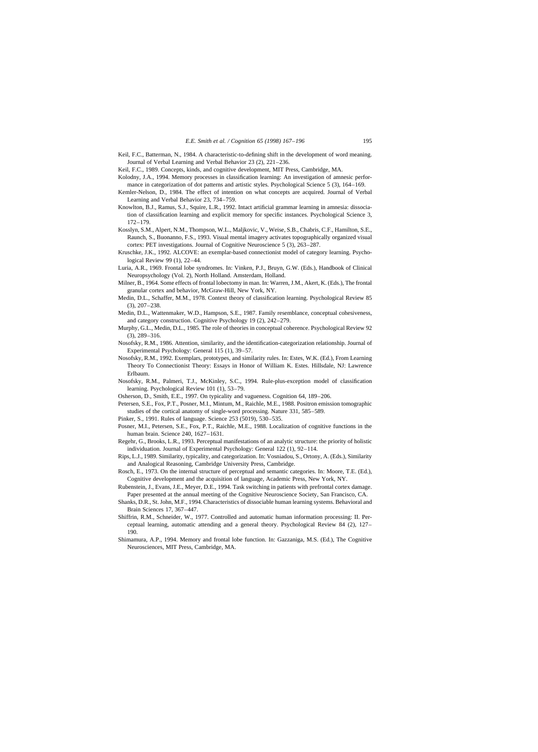Keil, F.C., Batterman, N., 1984. A characteristic-to-defining shift in the development of word meaning. Journal of Verbal Learning and Verbal Behavior 23 (2), 221–236.

Keil, F.C., 1989. Concepts, kinds, and cognitive development, MIT Press, Cambridge, MA.

Kolodny, J.A., 1994. Memory processes in classification learning: An investigation of amnesic performance in categorization of dot patterns and artistic styles. Psychological Science 5 (3), 164–169.

Kemler-Nelson, D., 1984. The effect of intention on what concepts are acquired. Journal of Verbal Learning and Verbal Behavior 23, 734–759.

Knowlton, B.J., Ramus, S.J., Squire, L.R., 1992. Intact artificial grammar learning in amnesia: dissociation of classification learning and explicit memory for specific instances. Psychological Science 3, 172–179.

Kosslyn, S.M., Alpert, N.M., Thompson, W.L., Maljkovic, V., Weise, S.B., Chabris, C.F., Hamilton, S.E., Raunch, S., Buonanno, F.S., 1993. Visual mental imagery activates topographically organized visual cortex: PET investigations. Journal of Cognitive Neuroscience 5 (3), 263–287.

Kruschke, J.K., 1992. ALCOVE: an exemplar-based connectionist model of category learning. Psychological Review 99 (1), 22–44.

Luria, A.R., 1969. Frontal lobe syndromes. In: Vinken, P.J., Bruyn, G.W. (Eds.), Handbook of Clinical Neuropsychology (Vol. 2), North Holland. Amsterdam, Holland.

Milner, B., 1964. Some effects of frontal lobectomy in man. In: Warren, J.M., Akert, K. (Eds.), The frontal granular cortex and behavior, McGraw-Hill, New York, NY.

Medin, D.L., Schaffer, M.M., 1978. Context theory of classification learning. Psychological Review 85 (3), 207–238.

Medin, D.L., Wattenmaker, W.D., Hampson, S.E., 1987. Family resemblance, conceptual cohesiveness, and category construction. Cognitive Psychology 19 (2), 242–279.

Murphy, G.L., Medin, D.L., 1985. The role of theories in conceptual coherence. Psychological Review 92 (3), 289–316.

Nosofsky, R.M., 1986. Attention, similarity, and the identification-categorization relationship. Journal of Experimental Psychology: General 115 (1), 39–57.

Nosofsky, R.M., 1992. Exemplars, prototypes, and similarity rules. In: Estes, W.K. (Ed.), From Learning Theory To Connectionist Theory: Essays in Honor of William K. Estes. Hillsdale, NJ: Lawrence Erlbaum.

Nosofsky, R.M., Palmeri, T.J., McKinley, S.C., 1994. Rule-plus-exception model of classification learning. Psychological Review 101 (1), 53–79.

Osherson, D., Smith, E.E., 1997. On typicality and vagueness. Cognition 64, 189–206.

Petersen, S.E., Fox, P.T., Posner, M.I., Mintum, M., Raichle, M.E., 1988. Positron emission tomographic studies of the cortical anatomy of single-word processing. Nature 331, 585–589.

Pinker, S., 1991. Rules of language. Science 253 (5019), 530–535.

Posner, M.I., Petersen, S.E., Fox, P.T., Raichle, M.E., 1988. Localization of cognitive functions in the human brain. Science 240, 1627–1631.

Regehr, G., Brooks, L.R., 1993. Perceptual manifestations of an analytic structure: the priority of holistic individuation. Journal of Experimental Psychology: General 122 (1), 92–114.

Rips, L.J., 1989. Similarity, typicality, and categorization. In: Vosniadou, S., Ortony, A. (Eds.), Similarity and Analogical Reasoning, Cambridge University Press, Cambridge.

Rosch, E., 1973. On the internal structure of perceptual and semantic categories. In: Moore, T.E. (Ed.), Cognitive development and the acquisition of language, Academic Press, New York, NY.

Rubenstein, J., Evans, J.E., Meyer, D.E., 1994. Task switching in patients with prefrontal cortex damage. Paper presented at the annual meeting of the Cognitive Neuroscience Society, San Francisco, CA.

Shanks, D.R., St. John, M.F., 1994. Characteristics of dissociable human learning systems. Behavioral and Brain Sciences 17, 367–447.

Shiffrin, R.M., Schneider, W., 1977. Controlled and automatic human information processing: II. Perceptual learning, automatic attending and a general theory. Psychological Review 84 (2), 127–190.

Shimamura, A.P., 1994. Memory and frontal lobe function. In: Gazzaniga, M.S. (Ed.), The Cognitive Neurosciences, MIT Press, Cambridge, MA.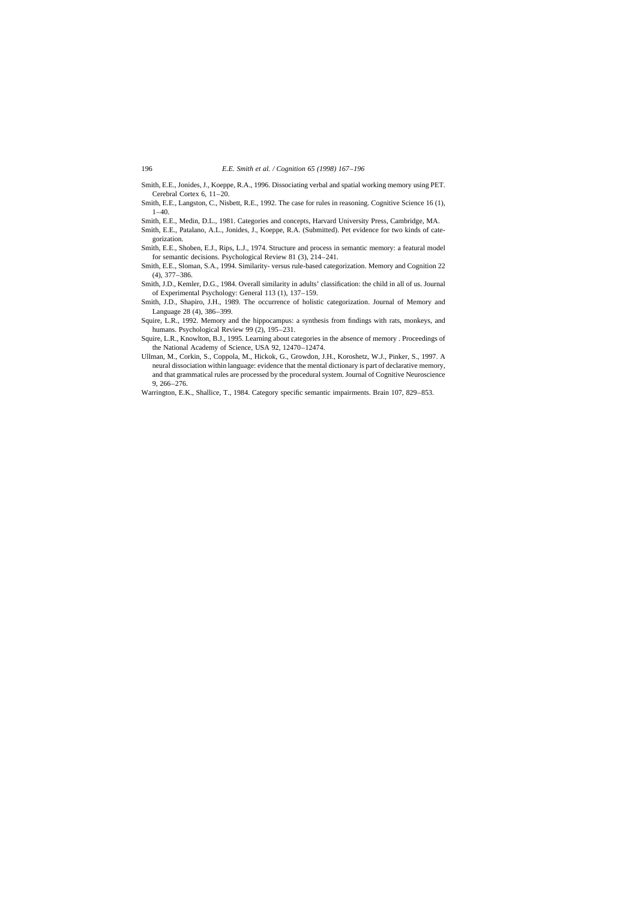Smith, E.E., Jonides, J., Koeppe, R.A., 1996. Dissociating verbal and spatial working memory using PET. Cerebral Cortex 6, 11–20.

Smith, E.E., Langston, C., Nisbett, R.E., 1992. The case for rules in reasoning. Cognitive Science 16 (1), 1–40.

Smith, E.E., Medin, D.L., 1981. Categories and concepts, Harvard University Press, Cambridge, MA.

Smith, E.E., Patalano, A.L., Jonides, J., Koeppe, R.A. (Submitted). Pet evidence for two kinds of categorization.

Smith, E.E., Shoben, E.J., Rips, L.J., 1974. Structure and process in semantic memory: a featural model for semantic decisions. Psychological Review 81 (3), 214–241.

Smith, E.E., Sloman, S.A., 1994. Similarity- versus rule-based categorization. Memory and Cognition 22 (4), 377–386.

Smith, J.D., Kemler, D.G., 1984. Overall similarity in adults' classification: the child in all of us. Journal of Experimental Psychology: General 113 (1), 137–159.

Smith, J.D., Shapiro, J.H., 1989. The occurrence of holistic categorization. Journal of Memory and Language 28 (4), 386–399.

Squire, L.R., 1992. Memory and the hippocampus: a synthesis from findings with rats, monkeys, and humans. Psychological Review 99 (2), 195–231.

Squire, L.R., Knowlton, B.J., 1995. Learning about categories in the absence of memory . Proceedings of the National Academy of Science, USA 92, 12470–12474.

Ullman, M., Corkin, S., Coppola, M., Hickok, G., Growdon, J.H., Koroshetz, W.J., Pinker, S., 1997. A neural dissociation within language: evidence that the mental dictionary is part of declarative memory, and that grammatical rules are processed by the procedural system. Journal of Cognitive Neuroscience 9, 266–276.

Warrington, E.K., Shallice, T., 1984. Category specific semantic impairments. Brain 107, 829–853.